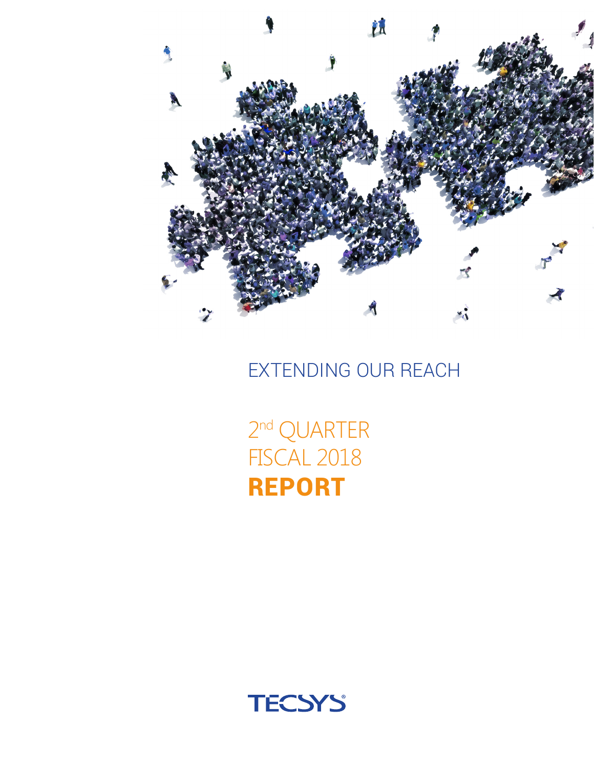EXTENDING OUR REACH

# 2nd QUARTER FISCAL 2018 REPORT

TECSYS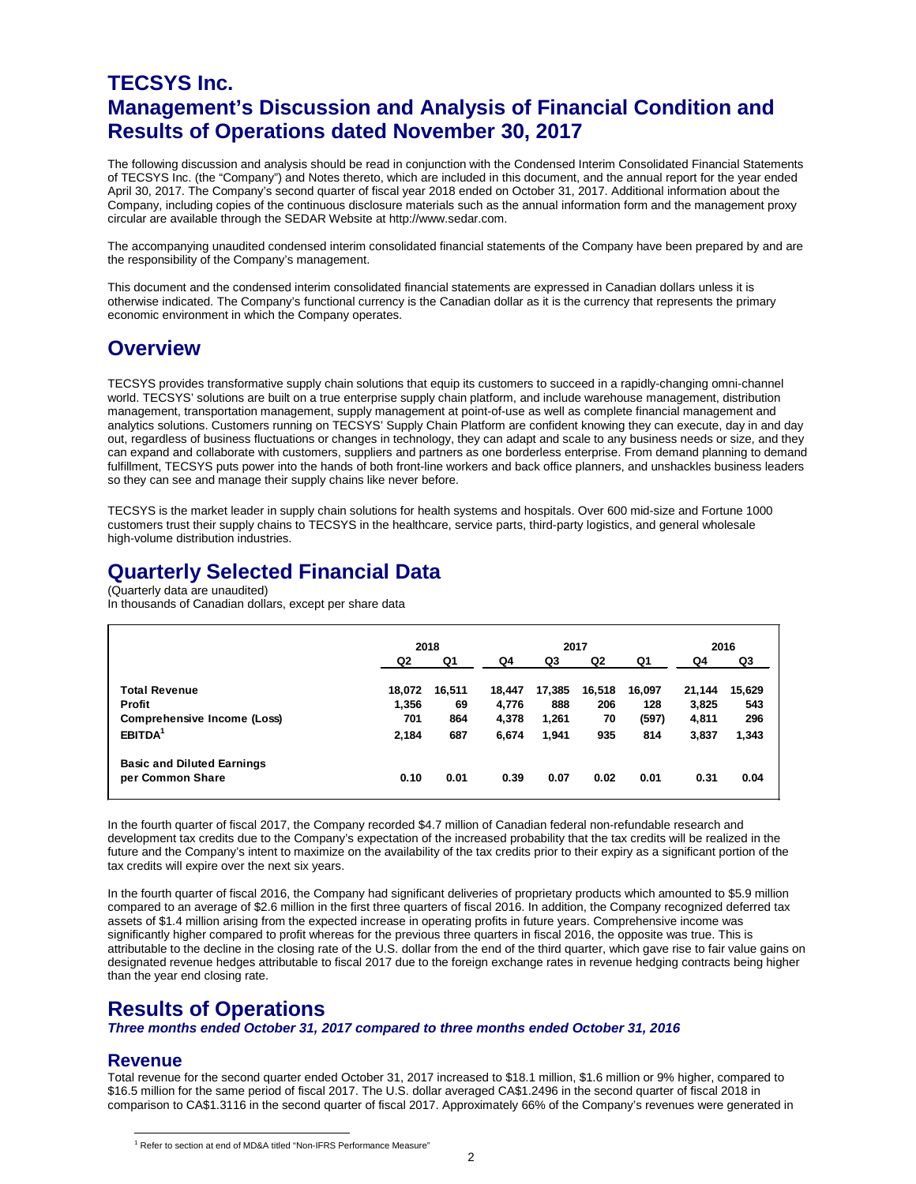# TECSYS Inc.
# Management's Discussion and Analysis of Financial Condition and Results of Operations dated November 30, 2017

The following discussion and analysis should be read in conjunction with the Condensed Interim Consolidated Financial Statements of TECSYS Inc. (the "Company") and Notes thereto, which are included in this document, and the annual report for the year ended April 30, 2017. The Company's second quarter of fiscal year 2018 ended on October 31, 2017. Additional information about the Company, including copies of the continuous disclosure materials such as the annual information form and the management proxy circular are available through the SEDAR Website at http://www.sedar.com.

The accompanying unaudited condensed interim consolidated financial statements of the Company have been prepared by and are the responsibility of the Company's management.

This document and the condensed interim consolidated financial statements are expressed in Canadian dollars unless it is otherwise indicated. The Company's functional currency is the Canadian dollar as it is the currency that represents the primary economic environment in which the Company operates.

## Overview

TECSYS provides transformative supply chain solutions that equip its customers to succeed in a rapidly-changing omni-channel world. TECSYS' solutions are built on a true enterprise supply chain platform, and include warehouse management, distribution management, transportation management, supply management at point-of-use as well as complete financial management and analytics solutions. Customers running on TECSYS' Supply Chain Platform are confident knowing they can execute, day in and day out, regardless of business fluctuations or changes in technology, they can adapt and scale to any business needs or size, and they can expand and collaborate with customers, suppliers and partners as one borderless enterprise. From demand planning to demand fulfillment, TECSYS puts power into the hands of both front-line workers and back office planners, and unshackles business leaders so they can see and manage their supply chains like never before.

TECSYS is the market leader in supply chain solutions for health systems and hospitals. Over 600 mid-size and Fortune 1000 customers trust their supply chains to TECSYS in the healthcare, service parts, third-party logistics, and general wholesale high-volume distribution industries.

## Quarterly Selected Financial Data

(Quarterly data are unaudited)
In thousands of Canadian dollars, except per share data

| | 2018 | | 2017 | | | | 2016 | |
|---|---|---|---|---|---|---|---|---|
| | Q2 | Q1 | Q4 | Q3 | Q2 | Q1 | Q4 | Q3 |
| **Total Revenue** | 18,072 | 16,511 | 18,447 | 17,385 | 16,518 | 16,097 | 21,144 | 15,629 |
| **Profit** | 1,356 | 69 | 4,776 | 888 | 206 | 128 | 3,825 | 543 |
| **Comprehensive Income (Loss)** | 701 | 864 | 4,378 | 1,261 | 70 | (597) | 4,811 | 296 |
| **EBITDA**[1] | 2,184 | 687 | 6,674 | 1,941 | 935 | 814 | 3,837 | 1,343 |
| **Basic and Diluted Earnings per Common Share** | 0.10 | 0.01 | 0.39 | 0.07 | 0.02 | 0.01 | 0.31 | 0.04 |

In the fourth quarter of fiscal 2017, the Company recorded $4.7 million of Canadian federal non-refundable research and development tax credits due to the Company's expectation of the increased probability that the tax credits will be realized in the future and the Company's intent to maximize on the availability of the tax credits prior to their expiry as a significant portion of the tax credits will expire over the next six years.

In the fourth quarter of fiscal 2016, the Company had significant deliveries of proprietary products which amounted to $5.9 million compared to an average of $2.6 million in the first three quarters of fiscal 2016. In addition, the Company recognized deferred tax assets of $1.4 million arising from the expected increase in operating profits in future years. Comprehensive income was significantly higher compared to profit whereas for the previous three quarters in fiscal 2016, the opposite was true. This is attributable to the decline in the closing rate of the U.S. dollar from the end of the third quarter, which gave rise to fair value gains on designated revenue hedges attributable to fiscal 2017 due to the foreign exchange rates in revenue hedging contracts being higher than the year end closing rate.

## Results of Operations

***Three months ended October 31, 2017 compared to three months ended October 31, 2016***

### Revenue

Total revenue for the second quarter ended October 31, 2017 increased to $18.1 million, $1.6 million or 9% higher, compared to $16.5 million for the same period of fiscal 2017. The U.S. dollar averaged CA$1.2496 in the second quarter of fiscal 2018 in comparison to CA$1.3116 in the second quarter of fiscal 2017. Approximately 66% of the Company's revenues were generated in

[1] Refer to section at end of MD&A titled "Non-IFRS Performance Measure"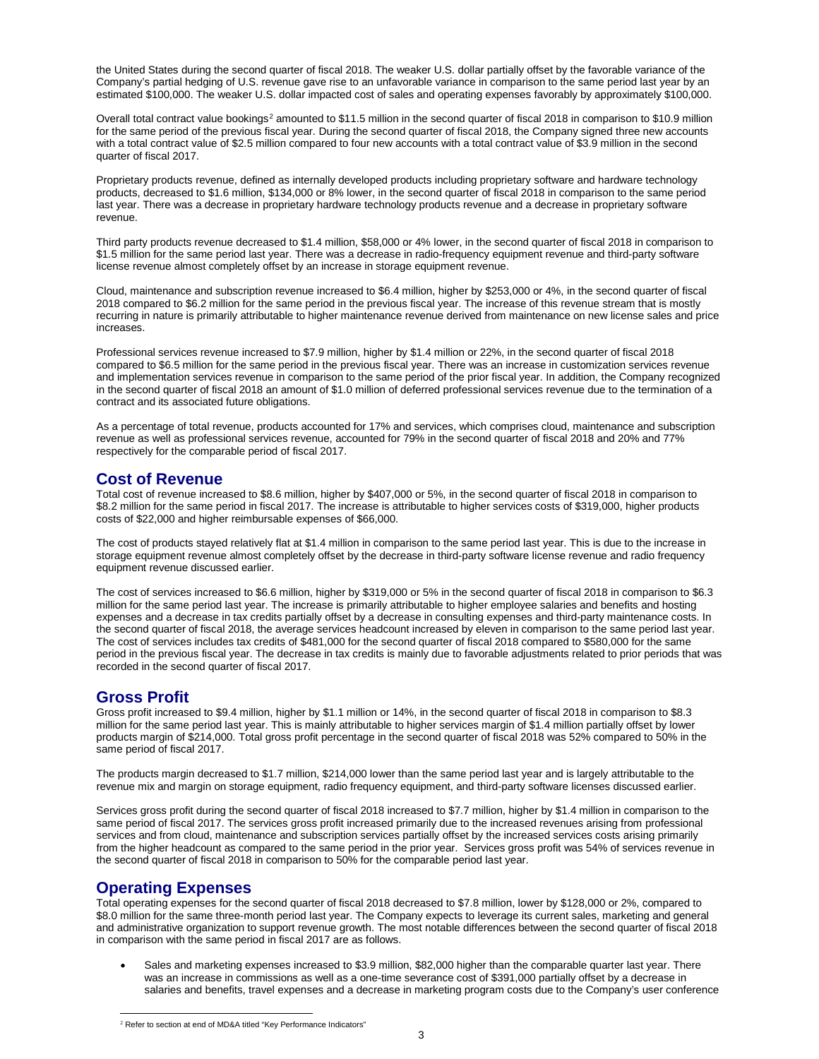the United States during the second quarter of fiscal 2018. The weaker U.S. dollar partially offset by the favorable variance of the Company's partial hedging of U.S. revenue gave rise to an unfavorable variance in comparison to the same period last year by an estimated $100,000. The weaker U.S. dollar impacted cost of sales and operating expenses favorably by approximately $100,000.

Overall total contract value bookings[2] amounted to $11.5 million in the second quarter of fiscal 2018 in comparison to $10.9 million for the same period of the previous fiscal year. During the second quarter of fiscal 2018, the Company signed three new accounts with a total contract value of $2.5 million compared to four new accounts with a total contract value of $3.9 million in the second quarter of fiscal 2017.

Proprietary products revenue, defined as internally developed products including proprietary software and hardware technology products, decreased to $1.6 million, $134,000 or 8% lower, in the second quarter of fiscal 2018 in comparison to the same period last year. There was a decrease in proprietary hardware technology products revenue and a decrease in proprietary software revenue.

Third party products revenue decreased to $1.4 million, $58,000 or 4% lower, in the second quarter of fiscal 2018 in comparison to $1.5 million for the same period last year. There was a decrease in radio-frequency equipment revenue and third-party software license revenue almost completely offset by an increase in storage equipment revenue.

Cloud, maintenance and subscription revenue increased to $6.4 million, higher by $253,000 or 4%, in the second quarter of fiscal 2018 compared to $6.2 million for the same period in the previous fiscal year. The increase of this revenue stream that is mostly recurring in nature is primarily attributable to higher maintenance revenue derived from maintenance on new license sales and price increases.

Professional services revenue increased to $7.9 million, higher by $1.4 million or 22%, in the second quarter of fiscal 2018 compared to $6.5 million for the same period in the previous fiscal year. There was an increase in customization services revenue and implementation services revenue in comparison to the same period of the prior fiscal year. In addition, the Company recognized in the second quarter of fiscal 2018 an amount of $1.0 million of deferred professional services revenue due to the termination of a contract and its associated future obligations.

As a percentage of total revenue, products accounted for 17% and services, which comprises cloud, maintenance and subscription revenue as well as professional services revenue, accounted for 79% in the second quarter of fiscal 2018 and 20% and 77% respectively for the comparable period of fiscal 2017.

## Cost of Revenue

Total cost of revenue increased to $8.6 million, higher by $407,000 or 5%, in the second quarter of fiscal 2018 in comparison to $8.2 million for the same period in fiscal 2017. The increase is attributable to higher services costs of $319,000, higher products costs of $22,000 and higher reimbursable expenses of $66,000.

The cost of products stayed relatively flat at $1.4 million in comparison to the same period last year. This is due to the increase in storage equipment revenue almost completely offset by the decrease in third-party software license revenue and radio frequency equipment revenue discussed earlier.

The cost of services increased to $6.6 million, higher by $319,000 or 5% in the second quarter of fiscal 2018 in comparison to $6.3 million for the same period last year. The increase is primarily attributable to higher employee salaries and benefits and hosting expenses and a decrease in tax credits partially offset by a decrease in consulting expenses and third-party maintenance costs. In the second quarter of fiscal 2018, the average services headcount increased by eleven in comparison to the same period last year. The cost of services includes tax credits of $481,000 for the second quarter of fiscal 2018 compared to $580,000 for the same period in the previous fiscal year. The decrease in tax credits is mainly due to favorable adjustments related to prior periods that was recorded in the second quarter of fiscal 2017.

## Gross Profit

Gross profit increased to $9.4 million, higher by $1.1 million or 14%, in the second quarter of fiscal 2018 in comparison to $8.3 million for the same period last year. This is mainly attributable to higher services margin of $1.4 million partially offset by lower products margin of $214,000. Total gross profit percentage in the second quarter of fiscal 2018 was 52% compared to 50% in the same period of fiscal 2017.

The products margin decreased to $1.7 million, $214,000 lower than the same period last year and is largely attributable to the revenue mix and margin on storage equipment, radio frequency equipment, and third-party software licenses discussed earlier.

Services gross profit during the second quarter of fiscal 2018 increased to $7.7 million, higher by $1.4 million in comparison to the same period of fiscal 2017. The services gross profit increased primarily due to the increased revenues arising from professional services and from cloud, maintenance and subscription services partially offset by the increased services costs arising primarily from the higher headcount as compared to the same period in the prior year. Services gross profit was 54% of services revenue in the second quarter of fiscal 2018 in comparison to 50% for the comparable period last year.

## Operating Expenses

Total operating expenses for the second quarter of fiscal 2018 decreased to $7.8 million, lower by $128,000 or 2%, compared to $8.0 million for the same three-month period last year. The Company expects to leverage its current sales, marketing and general and administrative organization to support revenue growth. The most notable differences between the second quarter of fiscal 2018 in comparison with the same period in fiscal 2017 are as follows.

- Sales and marketing expenses increased to $3.9 million, $82,000 higher than the comparable quarter last year. There was an increase in commissions as well as a one-time severance cost of $391,000 partially offset by a decrease in salaries and benefits, travel expenses and a decrease in marketing program costs due to the Company's user conference

[2] Refer to section at end of MD&A titled "Key Performance Indicators"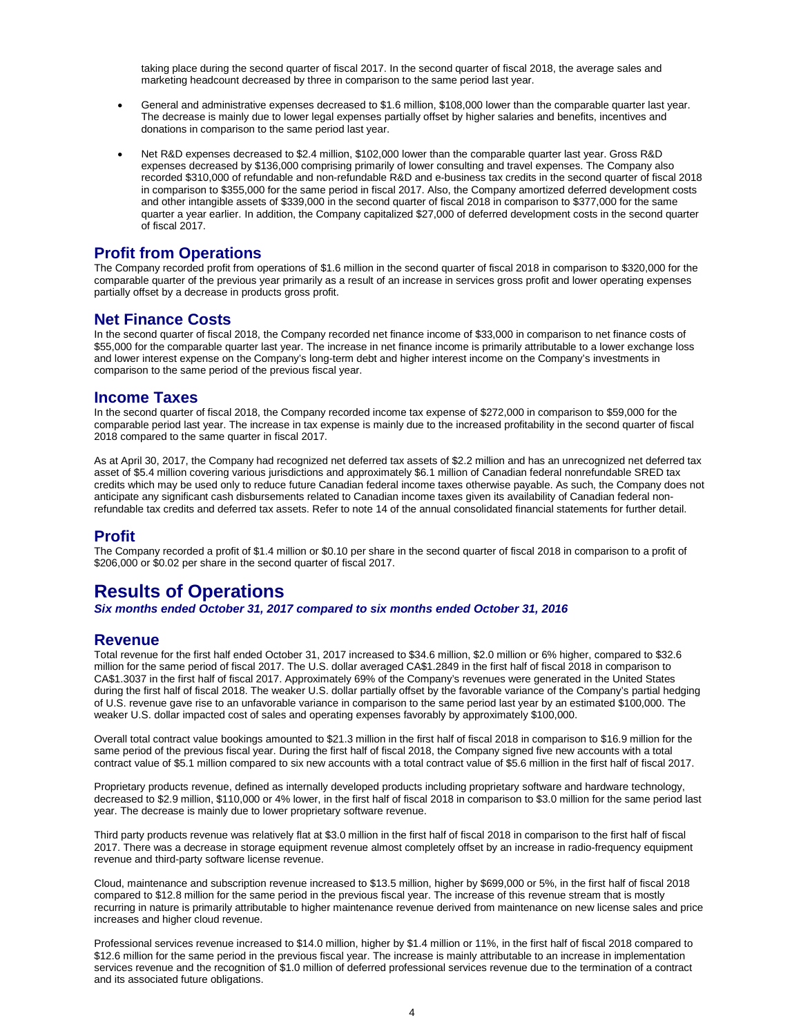taking place during the second quarter of fiscal 2017. In the second quarter of fiscal 2018, the average sales and marketing headcount decreased by three in comparison to the same period last year.

- General and administrative expenses decreased to $1.6 million, $108,000 lower than the comparable quarter last year. The decrease is mainly due to lower legal expenses partially offset by higher salaries and benefits, incentives and donations in comparison to the same period last year.
- Net R&D expenses decreased to $2.4 million, $102,000 lower than the comparable quarter last year. Gross R&D expenses decreased by $136,000 comprising primarily of lower consulting and travel expenses. The Company also recorded $310,000 of refundable and non-refundable R&D and e-business tax credits in the second quarter of fiscal 2018 in comparison to $355,000 for the same period in fiscal 2017. Also, the Company amortized deferred development costs and other intangible assets of $339,000 in the second quarter of fiscal 2018 in comparison to $377,000 for the same quarter a year earlier. In addition, the Company capitalized $27,000 of deferred development costs in the second quarter of fiscal 2017.

## Profit from Operations

The Company recorded profit from operations of $1.6 million in the second quarter of fiscal 2018 in comparison to $320,000 for the comparable quarter of the previous year primarily as a result of an increase in services gross profit and lower operating expenses partially offset by a decrease in products gross profit.

## Net Finance Costs

In the second quarter of fiscal 2018, the Company recorded net finance income of $33,000 in comparison to net finance costs of $55,000 for the comparable quarter last year. The increase in net finance income is primarily attributable to a lower exchange loss and lower interest expense on the Company's long-term debt and higher interest income on the Company's investments in comparison to the same period of the previous fiscal year.

## Income Taxes

In the second quarter of fiscal 2018, the Company recorded income tax expense of $272,000 in comparison to $59,000 for the comparable period last year. The increase in tax expense is mainly due to the increased profitability in the second quarter of fiscal 2018 compared to the same quarter in fiscal 2017.

As at April 30, 2017, the Company had recognized net deferred tax assets of $2.2 million and has an unrecognized net deferred tax asset of $5.4 million covering various jurisdictions and approximately $6.1 million of Canadian federal nonrefundable SRED tax credits which may be used only to reduce future Canadian federal income taxes otherwise payable. As such, the Company does not anticipate any significant cash disbursements related to Canadian income taxes given its availability of Canadian federal non-refundable tax credits and deferred tax assets. Refer to note 14 of the annual consolidated financial statements for further detail.

## Profit

The Company recorded a profit of $1.4 million or $0.10 per share in the second quarter of fiscal 2018 in comparison to a profit of $206,000 or $0.02 per share in the second quarter of fiscal 2017.

# Results of Operations

***Six months ended October 31, 2017 compared to six months ended October 31, 2016***

## Revenue

Total revenue for the first half ended October 31, 2017 increased to $34.6 million, $2.0 million or 6% higher, compared to $32.6 million for the same period of fiscal 2017. The U.S. dollar averaged CA$1.2849 in the first half of fiscal 2018 in comparison to CA$1.3037 in the first half of fiscal 2017. Approximately 69% of the Company's revenues were generated in the United States during the first half of fiscal 2018. The weaker U.S. dollar partially offset by the favorable variance of the Company's partial hedging of U.S. revenue gave rise to an unfavorable variance in comparison to the same period last year by an estimated $100,000. The weaker U.S. dollar impacted cost of sales and operating expenses favorably by approximately $100,000.

Overall total contract value bookings amounted to $21.3 million in the first half of fiscal 2018 in comparison to $16.9 million for the same period of the previous fiscal year. During the first half of fiscal 2018, the Company signed five new accounts with a total contract value of $5.1 million compared to six new accounts with a total contract value of $5.6 million in the first half of fiscal 2017.

Proprietary products revenue, defined as internally developed products including proprietary software and hardware technology, decreased to $2.9 million, $110,000 or 4% lower, in the first half of fiscal 2018 in comparison to $3.0 million for the same period last year. The decrease is mainly due to lower proprietary software revenue.

Third party products revenue was relatively flat at $3.0 million in the first half of fiscal 2018 in comparison to the first half of fiscal 2017. There was a decrease in storage equipment revenue almost completely offset by an increase in radio-frequency equipment revenue and third-party software license revenue.

Cloud, maintenance and subscription revenue increased to $13.5 million, higher by $699,000 or 5%, in the first half of fiscal 2018 compared to $12.8 million for the same period in the previous fiscal year. The increase of this revenue stream that is mostly recurring in nature is primarily attributable to higher maintenance revenue derived from maintenance on new license sales and price increases and higher cloud revenue.

Professional services revenue increased to $14.0 million, higher by $1.4 million or 11%, in the first half of fiscal 2018 compared to $12.6 million for the same period in the previous fiscal year. The increase is mainly attributable to an increase in implementation services revenue and the recognition of $1.0 million of deferred professional services revenue due to the termination of a contract and its associated future obligations.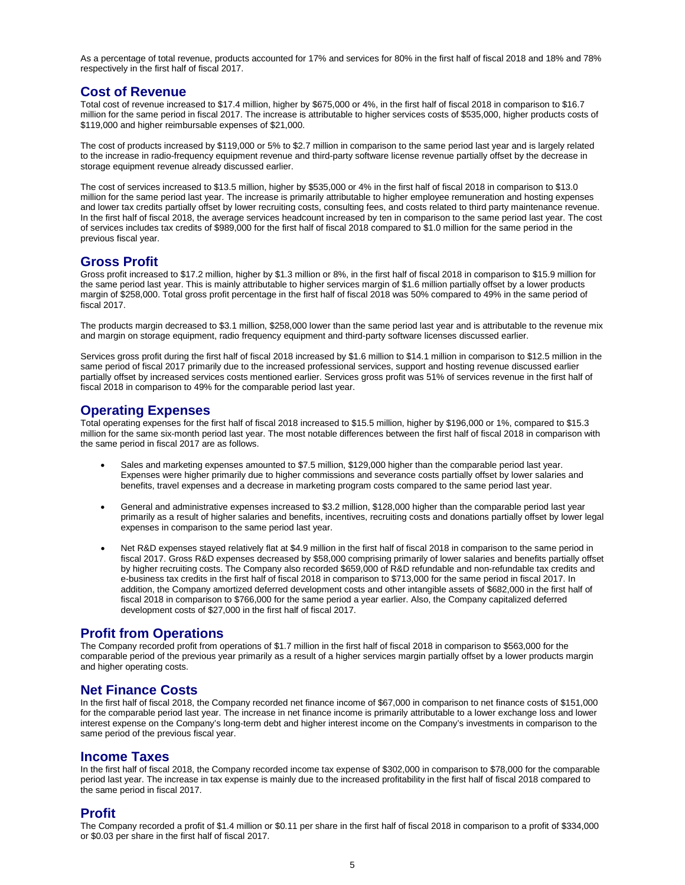As a percentage of total revenue, products accounted for 17% and services for 80% in the first half of fiscal 2018 and 18% and 78% respectively in the first half of fiscal 2017.

## Cost of Revenue

Total cost of revenue increased to $17.4 million, higher by $675,000 or 4%, in the first half of fiscal 2018 in comparison to $16.7 million for the same period in fiscal 2017. The increase is attributable to higher services costs of $535,000, higher products costs of $119,000 and higher reimbursable expenses of $21,000.

The cost of products increased by $119,000 or 5% to $2.7 million in comparison to the same period last year and is largely related to the increase in radio-frequency equipment revenue and third-party software license revenue partially offset by the decrease in storage equipment revenue already discussed earlier.

The cost of services increased to $13.5 million, higher by $535,000 or 4% in the first half of fiscal 2018 in comparison to $13.0 million for the same period last year. The increase is primarily attributable to higher employee remuneration and hosting expenses and lower tax credits partially offset by lower recruiting costs, consulting fees, and costs related to third party maintenance revenue. In the first half of fiscal 2018, the average services headcount increased by ten in comparison to the same period last year. The cost of services includes tax credits of $989,000 for the first half of fiscal 2018 compared to $1.0 million for the same period in the previous fiscal year.

## Gross Profit

Gross profit increased to $17.2 million, higher by $1.3 million or 8%, in the first half of fiscal 2018 in comparison to $15.9 million for the same period last year. This is mainly attributable to higher services margin of $1.6 million partially offset by a lower products margin of $258,000. Total gross profit percentage in the first half of fiscal 2018 was 50% compared to 49% in the same period of fiscal 2017.

The products margin decreased to $3.1 million, $258,000 lower than the same period last year and is attributable to the revenue mix and margin on storage equipment, radio frequency equipment and third-party software licenses discussed earlier.

Services gross profit during the first half of fiscal 2018 increased by $1.6 million to $14.1 million in comparison to $12.5 million in the same period of fiscal 2017 primarily due to the increased professional services, support and hosting revenue discussed earlier partially offset by increased services costs mentioned earlier. Services gross profit was 51% of services revenue in the first half of fiscal 2018 in comparison to 49% for the comparable period last year.

## Operating Expenses

Total operating expenses for the first half of fiscal 2018 increased to $15.5 million, higher by $196,000 or 1%, compared to $15.3 million for the same six-month period last year. The most notable differences between the first half of fiscal 2018 in comparison with the same period in fiscal 2017 are as follows.

- Sales and marketing expenses amounted to $7.5 million, $129,000 higher than the comparable period last year. Expenses were higher primarily due to higher commissions and severance costs partially offset by lower salaries and benefits, travel expenses and a decrease in marketing program costs compared to the same period last year.

- General and administrative expenses increased to $3.2 million, $128,000 higher than the comparable period last year primarily as a result of higher salaries and benefits, incentives, recruiting costs and donations partially offset by lower legal expenses in comparison to the same period last year.

- Net R&D expenses stayed relatively flat at $4.9 million in the first half of fiscal 2018 in comparison to the same period in fiscal 2017. Gross R&D expenses decreased by $58,000 comprising primarily of lower salaries and benefits partially offset by higher recruiting costs. The Company also recorded $659,000 of R&D refundable and non-refundable tax credits and e-business tax credits in the first half of fiscal 2018 in comparison to $713,000 for the same period in fiscal 2017. In addition, the Company amortized deferred development costs and other intangible assets of $682,000 in the first half of fiscal 2018 in comparison to $766,000 for the same period a year earlier. Also, the Company capitalized deferred development costs of $27,000 in the first half of fiscal 2017.

## Profit from Operations

The Company recorded profit from operations of $1.7 million in the first half of fiscal 2018 in comparison to $563,000 for the comparable period of the previous year primarily as a result of a higher services margin partially offset by a lower products margin and higher operating costs.

## Net Finance Costs

In the first half of fiscal 2018, the Company recorded net finance income of $67,000 in comparison to net finance costs of $151,000 for the comparable period last year. The increase in net finance income is primarily attributable to a lower exchange loss and lower interest expense on the Company's long-term debt and higher interest income on the Company's investments in comparison to the same period of the previous fiscal year.

## Income Taxes

In the first half of fiscal 2018, the Company recorded income tax expense of $302,000 in comparison to $78,000 for the comparable period last year. The increase in tax expense is mainly due to the increased profitability in the first half of fiscal 2018 compared to the same period in fiscal 2017.

## Profit

The Company recorded a profit of $1.4 million or $0.11 per share in the first half of fiscal 2018 in comparison to a profit of $334,000 or $0.03 per share in the first half of fiscal 2017.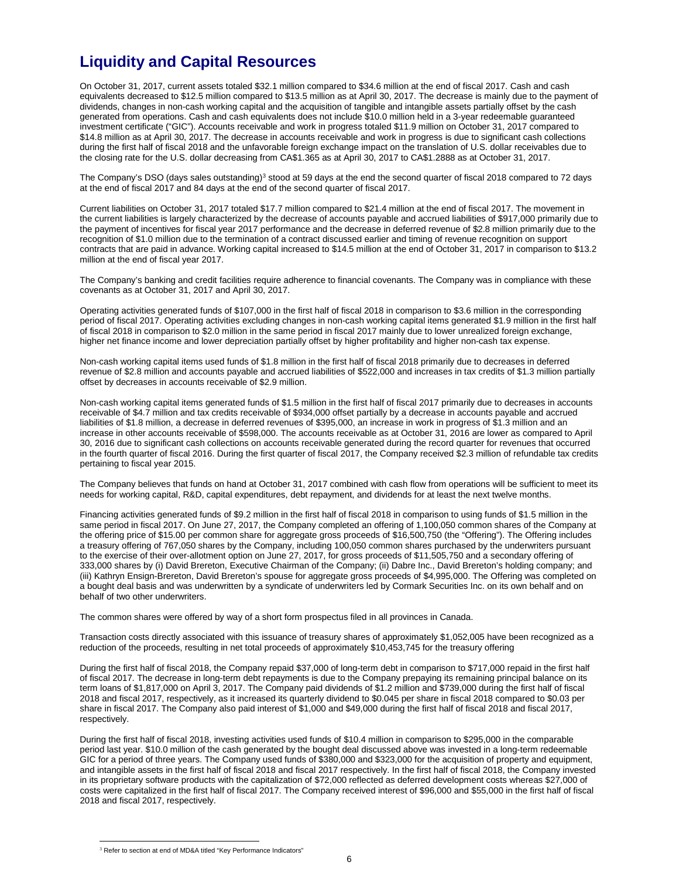# Liquidity and Capital Resources

On October 31, 2017, current assets totaled $32.1 million compared to $34.6 million at the end of fiscal 2017. Cash and cash equivalents decreased to $12.5 million compared to $13.5 million as at April 30, 2017. The decrease is mainly due to the payment of dividends, changes in non-cash working capital and the acquisition of tangible and intangible assets partially offset by the cash generated from operations. Cash and cash equivalents does not include $10.0 million held in a 3-year redeemable guaranteed investment certificate ("GIC"). Accounts receivable and work in progress totaled $11.9 million on October 31, 2017 compared to $14.8 million as at April 30, 2017. The decrease in accounts receivable and work in progress is due to significant cash collections during the first half of fiscal 2018 and the unfavorable foreign exchange impact on the translation of U.S. dollar receivables due to the closing rate for the U.S. dollar decreasing from CA$1.365 as at April 30, 2017 to CA$1.2888 as at October 31, 2017.

The Company's DSO (days sales outstanding)[3] stood at 59 days at the end the second quarter of fiscal 2018 compared to 72 days at the end of fiscal 2017 and 84 days at the end of the second quarter of fiscal 2017.

Current liabilities on October 31, 2017 totaled $17.7 million compared to $21.4 million at the end of fiscal 2017. The movement in the current liabilities is largely characterized by the decrease of accounts payable and accrued liabilities of $917,000 primarily due to the payment of incentives for fiscal year 2017 performance and the decrease in deferred revenue of $2.8 million primarily due to the recognition of $1.0 million due to the termination of a contract discussed earlier and timing of revenue recognition on support contracts that are paid in advance. Working capital increased to $14.5 million at the end of October 31, 2017 in comparison to $13.2 million at the end of fiscal year 2017.

The Company's banking and credit facilities require adherence to financial covenants. The Company was in compliance with these covenants as at October 31, 2017 and April 30, 2017.

Operating activities generated funds of $107,000 in the first half of fiscal 2018 in comparison to $3.6 million in the corresponding period of fiscal 2017. Operating activities excluding changes in non-cash working capital items generated $1.9 million in the first half of fiscal 2018 in comparison to $2.0 million in the same period in fiscal 2017 mainly due to lower unrealized foreign exchange, higher net finance income and lower depreciation partially offset by higher profitability and higher non-cash tax expense.

Non-cash working capital items used funds of $1.8 million in the first half of fiscal 2018 primarily due to decreases in deferred revenue of $2.8 million and accounts payable and accrued liabilities of $522,000 and increases in tax credits of $1.3 million partially offset by decreases in accounts receivable of $2.9 million.

Non-cash working capital items generated funds of $1.5 million in the first half of fiscal 2017 primarily due to decreases in accounts receivable of $4.7 million and tax credits receivable of $934,000 offset partially by a decrease in accounts payable and accrued liabilities of $1.8 million, a decrease in deferred revenues of $395,000, an increase in work in progress of $1.3 million and an increase in other accounts receivable of $598,000. The accounts receivable as at October 31, 2016 are lower as compared to April 30, 2016 due to significant cash collections on accounts receivable generated during the record quarter for revenues that occurred in the fourth quarter of fiscal 2016. During the first quarter of fiscal 2017, the Company received $2.3 million of refundable tax credits pertaining to fiscal year 2015.

The Company believes that funds on hand at October 31, 2017 combined with cash flow from operations will be sufficient to meet its needs for working capital, R&D, capital expenditures, debt repayment, and dividends for at least the next twelve months.

Financing activities generated funds of $9.2 million in the first half of fiscal 2018 in comparison to using funds of $1.5 million in the same period in fiscal 2017. On June 27, 2017, the Company completed an offering of 1,100,050 common shares of the Company at the offering price of $15.00 per common share for aggregate gross proceeds of $16,500,750 (the "Offering"). The Offering includes a treasury offering of 767,050 shares by the Company, including 100,050 common shares purchased by the underwriters pursuant to the exercise of their over-allotment option on June 27, 2017, for gross proceeds of $11,505,750 and a secondary offering of 333,000 shares by (i) David Brereton, Executive Chairman of the Company; (ii) Dabre Inc., David Brereton's holding company; and (iii) Kathryn Ensign-Brereton, David Brereton's spouse for aggregate gross proceeds of $4,995,000. The Offering was completed on a bought deal basis and was underwritten by a syndicate of underwriters led by Cormark Securities Inc. on its own behalf and on behalf of two other underwriters.

The common shares were offered by way of a short form prospectus filed in all provinces in Canada.

Transaction costs directly associated with this issuance of treasury shares of approximately $1,052,005 have been recognized as a reduction of the proceeds, resulting in net total proceeds of approximately $10,453,745 for the treasury offering

During the first half of fiscal 2018, the Company repaid $37,000 of long-term debt in comparison to $717,000 repaid in the first half of fiscal 2017. The decrease in long-term debt repayments is due to the Company prepaying its remaining principal balance on its term loans of $1,817,000 on April 3, 2017. The Company paid dividends of $1.2 million and $739,000 during the first half of fiscal 2018 and fiscal 2017, respectively, as it increased its quarterly dividend to $0.045 per share in fiscal 2018 compared to $0.03 per share in fiscal 2017. The Company also paid interest of $1,000 and $49,000 during the first half of fiscal 2018 and fiscal 2017, respectively.

During the first half of fiscal 2018, investing activities used funds of $10.4 million in comparison to $295,000 in the comparable period last year. $10.0 million of the cash generated by the bought deal discussed above was invested in a long-term redeemable GIC for a period of three years. The Company used funds of $380,000 and $323,000 for the acquisition of property and equipment, and intangible assets in the first half of fiscal 2018 and fiscal 2017 respectively. In the first half of fiscal 2018, the Company invested in its proprietary software products with the capitalization of $72,000 reflected as deferred development costs whereas $27,000 of costs were capitalized in the first half of fiscal 2017. The Company received interest of $96,000 and $55,000 in the first half of fiscal 2018 and fiscal 2017, respectively.

[3] Refer to section at end of MD&A titled "Key Performance Indicators"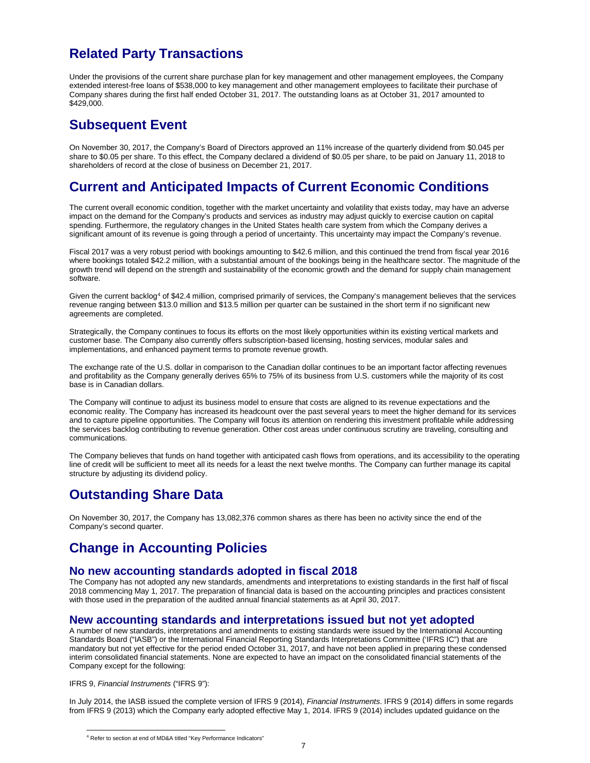## Related Party Transactions

Under the provisions of the current share purchase plan for key management and other management employees, the Company extended interest-free loans of $538,000 to key management and other management employees to facilitate their purchase of Company shares during the first half ended October 31, 2017. The outstanding loans as at October 31, 2017 amounted to $429,000.

## Subsequent Event

On November 30, 2017, the Company's Board of Directors approved an 11% increase of the quarterly dividend from $0.045 per share to $0.05 per share. To this effect, the Company declared a dividend of $0.05 per share, to be paid on January 11, 2018 to shareholders of record at the close of business on December 21, 2017.

## Current and Anticipated Impacts of Current Economic Conditions

The current overall economic condition, together with the market uncertainty and volatility that exists today, may have an adverse impact on the demand for the Company's products and services as industry may adjust quickly to exercise caution on capital spending. Furthermore, the regulatory changes in the United States health care system from which the Company derives a significant amount of its revenue is going through a period of uncertainty. This uncertainty may impact the Company's revenue.

Fiscal 2017 was a very robust period with bookings amounting to $42.6 million, and this continued the trend from fiscal year 2016 where bookings totaled $42.2 million, with a substantial amount of the bookings being in the healthcare sector. The magnitude of the growth trend will depend on the strength and sustainability of the economic growth and the demand for supply chain management software.

Given the current backlog[4] of $42.4 million, comprised primarily of services, the Company's management believes that the services revenue ranging between $13.0 million and $13.5 million per quarter can be sustained in the short term if no significant new agreements are completed.

Strategically, the Company continues to focus its efforts on the most likely opportunities within its existing vertical markets and customer base. The Company also currently offers subscription-based licensing, hosting services, modular sales and implementations, and enhanced payment terms to promote revenue growth.

The exchange rate of the U.S. dollar in comparison to the Canadian dollar continues to be an important factor affecting revenues and profitability as the Company generally derives 65% to 75% of its business from U.S. customers while the majority of its cost base is in Canadian dollars.

The Company will continue to adjust its business model to ensure that costs are aligned to its revenue expectations and the economic reality. The Company has increased its headcount over the past several years to meet the higher demand for its services and to capture pipeline opportunities. The Company will focus its attention on rendering this investment profitable while addressing the services backlog contributing to revenue generation. Other cost areas under continuous scrutiny are traveling, consulting and communications.

The Company believes that funds on hand together with anticipated cash flows from operations, and its accessibility to the operating line of credit will be sufficient to meet all its needs for a least the next twelve months. The Company can further manage its capital structure by adjusting its dividend policy.

## Outstanding Share Data

On November 30, 2017, the Company has 13,082,376 common shares as there has been no activity since the end of the Company's second quarter.

## Change in Accounting Policies

### No new accounting standards adopted in fiscal 2018

The Company has not adopted any new standards, amendments and interpretations to existing standards in the first half of fiscal 2018 commencing May 1, 2017. The preparation of financial data is based on the accounting principles and practices consistent with those used in the preparation of the audited annual financial statements as at April 30, 2017.

### New accounting standards and interpretations issued but not yet adopted

A number of new standards, interpretations and amendments to existing standards were issued by the International Accounting Standards Board ("IASB") or the International Financial Reporting Standards Interpretations Committee ('IFRS IC") that are mandatory but not yet effective for the period ended October 31, 2017, and have not been applied in preparing these condensed interim consolidated financial statements. None are expected to have an impact on the consolidated financial statements of the Company except for the following:

IFRS 9, *Financial Instruments* ("IFRS 9"):

In July 2014, the IASB issued the complete version of IFRS 9 (2014), *Financial Instruments*. IFRS 9 (2014) differs in some regards from IFRS 9 (2013) which the Company early adopted effective May 1, 2014. IFRS 9 (2014) includes updated guidance on the

[4] Refer to section at end of MD&A titled "Key Performance Indicators"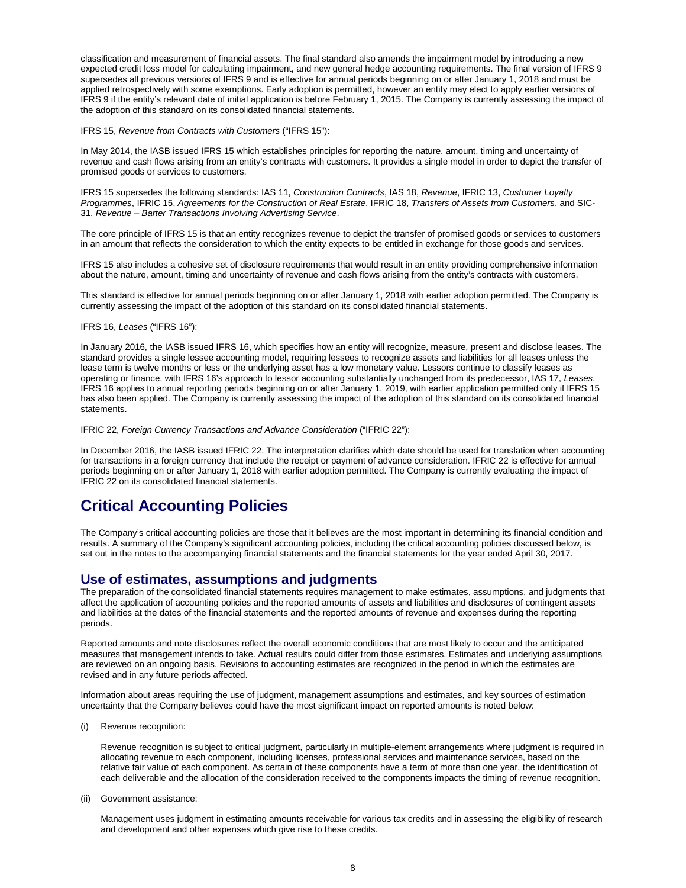classification and measurement of financial assets. The final standard also amends the impairment model by introducing a new expected credit loss model for calculating impairment, and new general hedge accounting requirements. The final version of IFRS 9 supersedes all previous versions of IFRS 9 and is effective for annual periods beginning on or after January 1, 2018 and must be applied retrospectively with some exemptions. Early adoption is permitted, however an entity may elect to apply earlier versions of IFRS 9 if the entity's relevant date of initial application is before February 1, 2015. The Company is currently assessing the impact of the adoption of this standard on its consolidated financial statements.

IFRS 15, *Revenue from Contracts with Customers* ("IFRS 15"):

In May 2014, the IASB issued IFRS 15 which establishes principles for reporting the nature, amount, timing and uncertainty of revenue and cash flows arising from an entity's contracts with customers. It provides a single model in order to depict the transfer of promised goods or services to customers.

IFRS 15 supersedes the following standards: IAS 11, *Construction Contracts*, IAS 18, *Revenue*, IFRIC 13, *Customer Loyalty Programmes*, IFRIC 15, *Agreements for the Construction of Real Estate*, IFRIC 18, *Transfers of Assets from Customers*, and SIC-31, *Revenue – Barter Transactions Involving Advertising Service*.

The core principle of IFRS 15 is that an entity recognizes revenue to depict the transfer of promised goods or services to customers in an amount that reflects the consideration to which the entity expects to be entitled in exchange for those goods and services.

IFRS 15 also includes a cohesive set of disclosure requirements that would result in an entity providing comprehensive information about the nature, amount, timing and uncertainty of revenue and cash flows arising from the entity's contracts with customers.

This standard is effective for annual periods beginning on or after January 1, 2018 with earlier adoption permitted. The Company is currently assessing the impact of the adoption of this standard on its consolidated financial statements.

IFRS 16, *Leases* ("IFRS 16"):

In January 2016, the IASB issued IFRS 16, which specifies how an entity will recognize, measure, present and disclose leases. The standard provides a single lessee accounting model, requiring lessees to recognize assets and liabilities for all leases unless the lease term is twelve months or less or the underlying asset has a low monetary value. Lessors continue to classify leases as operating or finance, with IFRS 16's approach to lessor accounting substantially unchanged from its predecessor, IAS 17, *Leases*. IFRS 16 applies to annual reporting periods beginning on or after January 1, 2019, with earlier application permitted only if IFRS 15 has also been applied. The Company is currently assessing the impact of the adoption of this standard on its consolidated financial statements.

IFRIC 22, *Foreign Currency Transactions and Advance Consideration* ("IFRIC 22"):

In December 2016, the IASB issued IFRIC 22. The interpretation clarifies which date should be used for translation when accounting for transactions in a foreign currency that include the receipt or payment of advance consideration. IFRIC 22 is effective for annual periods beginning on or after January 1, 2018 with earlier adoption permitted. The Company is currently evaluating the impact of IFRIC 22 on its consolidated financial statements.

# Critical Accounting Policies

The Company's critical accounting policies are those that it believes are the most important in determining its financial condition and results. A summary of the Company's significant accounting policies, including the critical accounting policies discussed below, is set out in the notes to the accompanying financial statements and the financial statements for the year ended April 30, 2017.

## Use of estimates, assumptions and judgments

The preparation of the consolidated financial statements requires management to make estimates, assumptions, and judgments that affect the application of accounting policies and the reported amounts of assets and liabilities and disclosures of contingent assets and liabilities at the dates of the financial statements and the reported amounts of revenue and expenses during the reporting periods.

Reported amounts and note disclosures reflect the overall economic conditions that are most likely to occur and the anticipated measures that management intends to take. Actual results could differ from those estimates. Estimates and underlying assumptions are reviewed on an ongoing basis. Revisions to accounting estimates are recognized in the period in which the estimates are revised and in any future periods affected.

Information about areas requiring the use of judgment, management assumptions and estimates, and key sources of estimation uncertainty that the Company believes could have the most significant impact on reported amounts is noted below:

(i) Revenue recognition:

Revenue recognition is subject to critical judgment, particularly in multiple-element arrangements where judgment is required in allocating revenue to each component, including licenses, professional services and maintenance services, based on the relative fair value of each component. As certain of these components have a term of more than one year, the identification of each deliverable and the allocation of the consideration received to the components impacts the timing of revenue recognition.

(ii) Government assistance:

Management uses judgment in estimating amounts receivable for various tax credits and in assessing the eligibility of research and development and other expenses which give rise to these credits.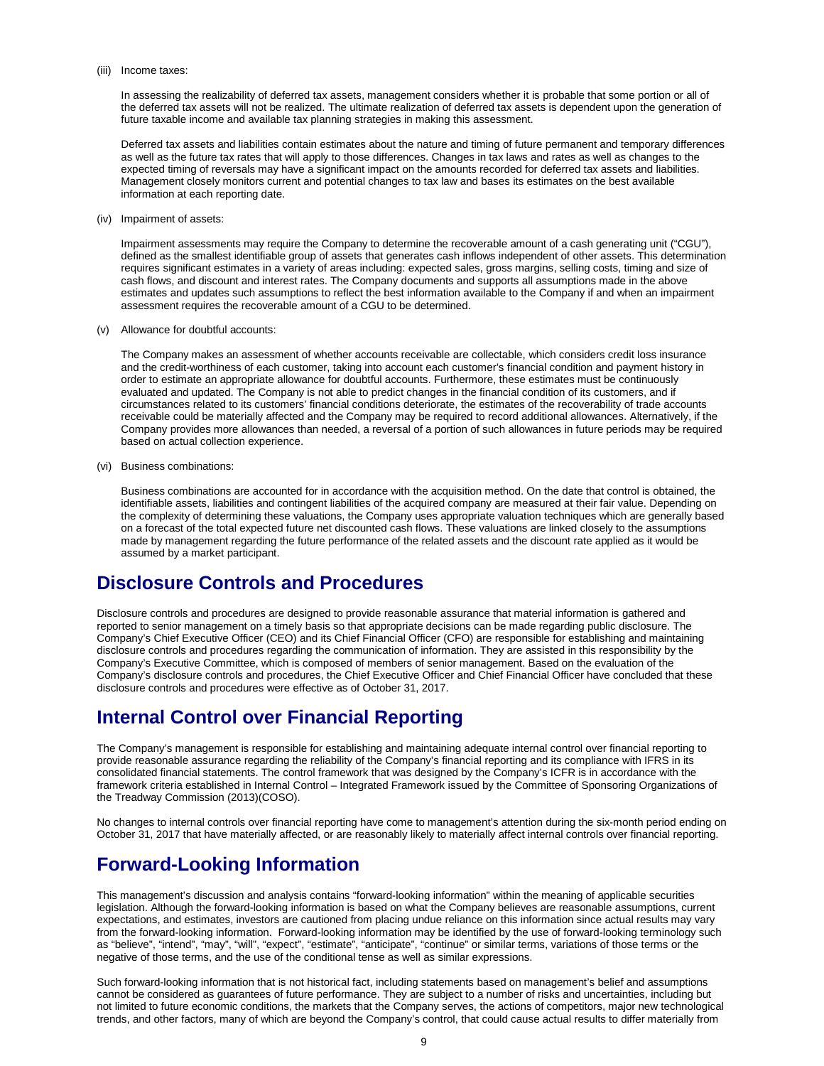(iii) Income taxes:

In assessing the realizability of deferred tax assets, management considers whether it is probable that some portion or all of the deferred tax assets will not be realized. The ultimate realization of deferred tax assets is dependent upon the generation of future taxable income and available tax planning strategies in making this assessment.

Deferred tax assets and liabilities contain estimates about the nature and timing of future permanent and temporary differences as well as the future tax rates that will apply to those differences. Changes in tax laws and rates as well as changes to the expected timing of reversals may have a significant impact on the amounts recorded for deferred tax assets and liabilities. Management closely monitors current and potential changes to tax law and bases its estimates on the best available information at each reporting date.

(iv) Impairment of assets:

Impairment assessments may require the Company to determine the recoverable amount of a cash generating unit ("CGU"), defined as the smallest identifiable group of assets that generates cash inflows independent of other assets. This determination requires significant estimates in a variety of areas including: expected sales, gross margins, selling costs, timing and size of cash flows, and discount and interest rates. The Company documents and supports all assumptions made in the above estimates and updates such assumptions to reflect the best information available to the Company if and when an impairment assessment requires the recoverable amount of a CGU to be determined.

(v) Allowance for doubtful accounts:

The Company makes an assessment of whether accounts receivable are collectable, which considers credit loss insurance and the credit-worthiness of each customer, taking into account each customer's financial condition and payment history in order to estimate an appropriate allowance for doubtful accounts. Furthermore, these estimates must be continuously evaluated and updated. The Company is not able to predict changes in the financial condition of its customers, and if circumstances related to its customers' financial conditions deteriorate, the estimates of the recoverability of trade accounts receivable could be materially affected and the Company may be required to record additional allowances. Alternatively, if the Company provides more allowances than needed, a reversal of a portion of such allowances in future periods may be required based on actual collection experience.

(vi) Business combinations:

Business combinations are accounted for in accordance with the acquisition method. On the date that control is obtained, the identifiable assets, liabilities and contingent liabilities of the acquired company are measured at their fair value. Depending on the complexity of determining these valuations, the Company uses appropriate valuation techniques which are generally based on a forecast of the total expected future net discounted cash flows. These valuations are linked closely to the assumptions made by management regarding the future performance of the related assets and the discount rate applied as it would be assumed by a market participant.

## Disclosure Controls and Procedures

Disclosure controls and procedures are designed to provide reasonable assurance that material information is gathered and reported to senior management on a timely basis so that appropriate decisions can be made regarding public disclosure. The Company's Chief Executive Officer (CEO) and its Chief Financial Officer (CFO) are responsible for establishing and maintaining disclosure controls and procedures regarding the communication of information. They are assisted in this responsibility by the Company's Executive Committee, which is composed of members of senior management. Based on the evaluation of the Company's disclosure controls and procedures, the Chief Executive Officer and Chief Financial Officer have concluded that these disclosure controls and procedures were effective as of October 31, 2017.

## Internal Control over Financial Reporting

The Company's management is responsible for establishing and maintaining adequate internal control over financial reporting to provide reasonable assurance regarding the reliability of the Company's financial reporting and its compliance with IFRS in its consolidated financial statements. The control framework that was designed by the Company's ICFR is in accordance with the framework criteria established in Internal Control – Integrated Framework issued by the Committee of Sponsoring Organizations of the Treadway Commission (2013)(COSO).

No changes to internal controls over financial reporting have come to management's attention during the six-month period ending on October 31, 2017 that have materially affected, or are reasonably likely to materially affect internal controls over financial reporting.

## Forward-Looking Information

This management's discussion and analysis contains "forward-looking information" within the meaning of applicable securities legislation. Although the forward-looking information is based on what the Company believes are reasonable assumptions, current expectations, and estimates, investors are cautioned from placing undue reliance on this information since actual results may vary from the forward-looking information. Forward-looking information may be identified by the use of forward-looking terminology such as "believe", "intend", "may", "will", "expect", "estimate", "anticipate", "continue" or similar terms, variations of those terms or the negative of those terms, and the use of the conditional tense as well as similar expressions.

Such forward-looking information that is not historical fact, including statements based on management's belief and assumptions cannot be considered as guarantees of future performance. They are subject to a number of risks and uncertainties, including but not limited to future economic conditions, the markets that the Company serves, the actions of competitors, major new technological trends, and other factors, many of which are beyond the Company's control, that could cause actual results to differ materially from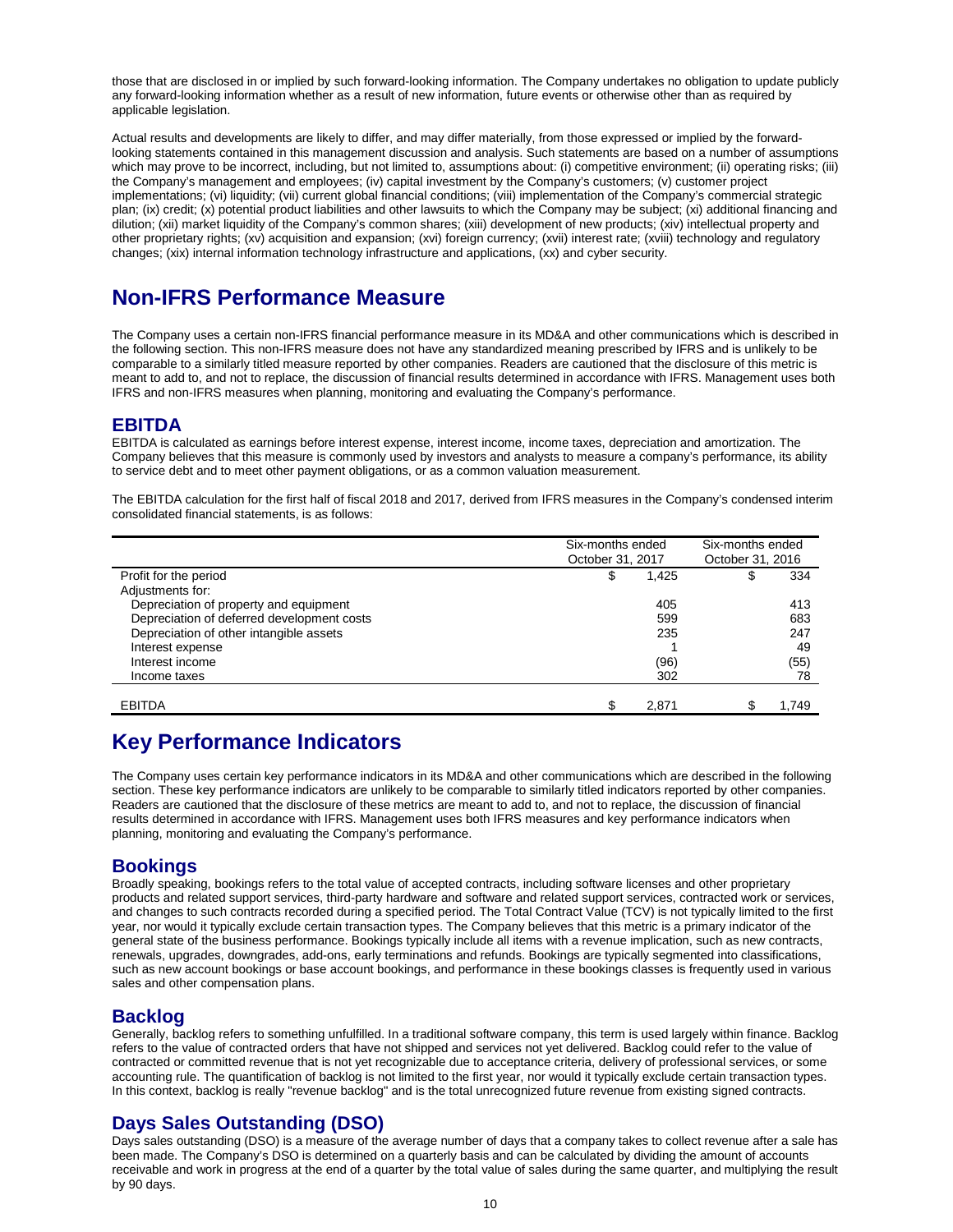those that are disclosed in or implied by such forward-looking information. The Company undertakes no obligation to update publicly any forward-looking information whether as a result of new information, future events or otherwise other than as required by applicable legislation.

Actual results and developments are likely to differ, and may differ materially, from those expressed or implied by the forward-looking statements contained in this management discussion and analysis. Such statements are based on a number of assumptions which may prove to be incorrect, including, but not limited to, assumptions about: (i) competitive environment; (ii) operating risks; (iii) the Company's management and employees; (iv) capital investment by the Company's customers; (v) customer project implementations; (vi) liquidity; (vii) current global financial conditions; (viii) implementation of the Company's commercial strategic plan; (ix) credit; (x) potential product liabilities and other lawsuits to which the Company may be subject; (xi) additional financing and dilution; (xii) market liquidity of the Company's common shares; (xiii) development of new products; (xiv) intellectual property and other proprietary rights; (xv) acquisition and expansion; (xvi) foreign currency; (xvii) interest rate; (xviii) technology and regulatory changes; (xix) internal information technology infrastructure and applications, (xx) and cyber security.

# Non-IFRS Performance Measure

The Company uses a certain non-IFRS financial performance measure in its MD&A and other communications which is described in the following section. This non-IFRS measure does not have any standardized meaning prescribed by IFRS and is unlikely to be comparable to a similarly titled measure reported by other companies. Readers are cautioned that the disclosure of this metric is meant to add to, and not to replace, the discussion of financial results determined in accordance with IFRS. Management uses both IFRS and non-IFRS measures when planning, monitoring and evaluating the Company's performance.

## EBITDA

EBITDA is calculated as earnings before interest expense, interest income, income taxes, depreciation and amortization. The Company believes that this measure is commonly used by investors and analysts to measure a company's performance, its ability to service debt and to meet other payment obligations, or as a common valuation measurement.

The EBITDA calculation for the first half of fiscal 2018 and 2017, derived from IFRS measures in the Company's condensed interim consolidated financial statements, is as follows:

| | Six-months ended October 31, 2017 | Six-months ended October 31, 2016 |
|---|---|---|
| Profit for the period | $ 1,425 | $ 334 |
| Adjustments for: | | |
| Depreciation of property and equipment | 405 | 413 |
| Depreciation of deferred development costs | 599 | 683 |
| Depreciation of other intangible assets | 235 | 247 |
| Interest expense | 1 | 49 |
| Interest income | (96) | (55) |
| Income taxes | 302 | 78 |
| EBITDA | $ 2,871 | $ 1,749 |

# Key Performance Indicators

The Company uses certain key performance indicators in its MD&A and other communications which are described in the following section. These key performance indicators are unlikely to be comparable to similarly titled indicators reported by other companies. Readers are cautioned that the disclosure of these metrics are meant to add to, and not to replace, the discussion of financial results determined in accordance with IFRS. Management uses both IFRS measures and key performance indicators when planning, monitoring and evaluating the Company's performance.

## Bookings

Broadly speaking, bookings refers to the total value of accepted contracts, including software licenses and other proprietary products and related support services, third-party hardware and software and related support services, contracted work or services, and changes to such contracts recorded during a specified period. The Total Contract Value (TCV) is not typically limited to the first year, nor would it typically exclude certain transaction types. The Company believes that this metric is a primary indicator of the general state of the business performance. Bookings typically include all items with a revenue implication, such as new contracts, renewals, upgrades, downgrades, add-ons, early terminations and refunds. Bookings are typically segmented into classifications, such as new account bookings or base account bookings, and performance in these bookings classes is frequently used in various sales and other compensation plans.

## Backlog

Generally, backlog refers to something unfulfilled. In a traditional software company, this term is used largely within finance. Backlog refers to the value of contracted orders that have not shipped and services not yet delivered. Backlog could refer to the value of contracted or committed revenue that is not yet recognizable due to acceptance criteria, delivery of professional services, or some accounting rule. The quantification of backlog is not limited to the first year, nor would it typically exclude certain transaction types. In this context, backlog is really "revenue backlog" and is the total unrecognized future revenue from existing signed contracts.

## Days Sales Outstanding (DSO)

Days sales outstanding (DSO) is a measure of the average number of days that a company takes to collect revenue after a sale has been made. The Company's DSO is determined on a quarterly basis and can be calculated by dividing the amount of accounts receivable and work in progress at the end of a quarter by the total value of sales during the same quarter, and multiplying the result by 90 days.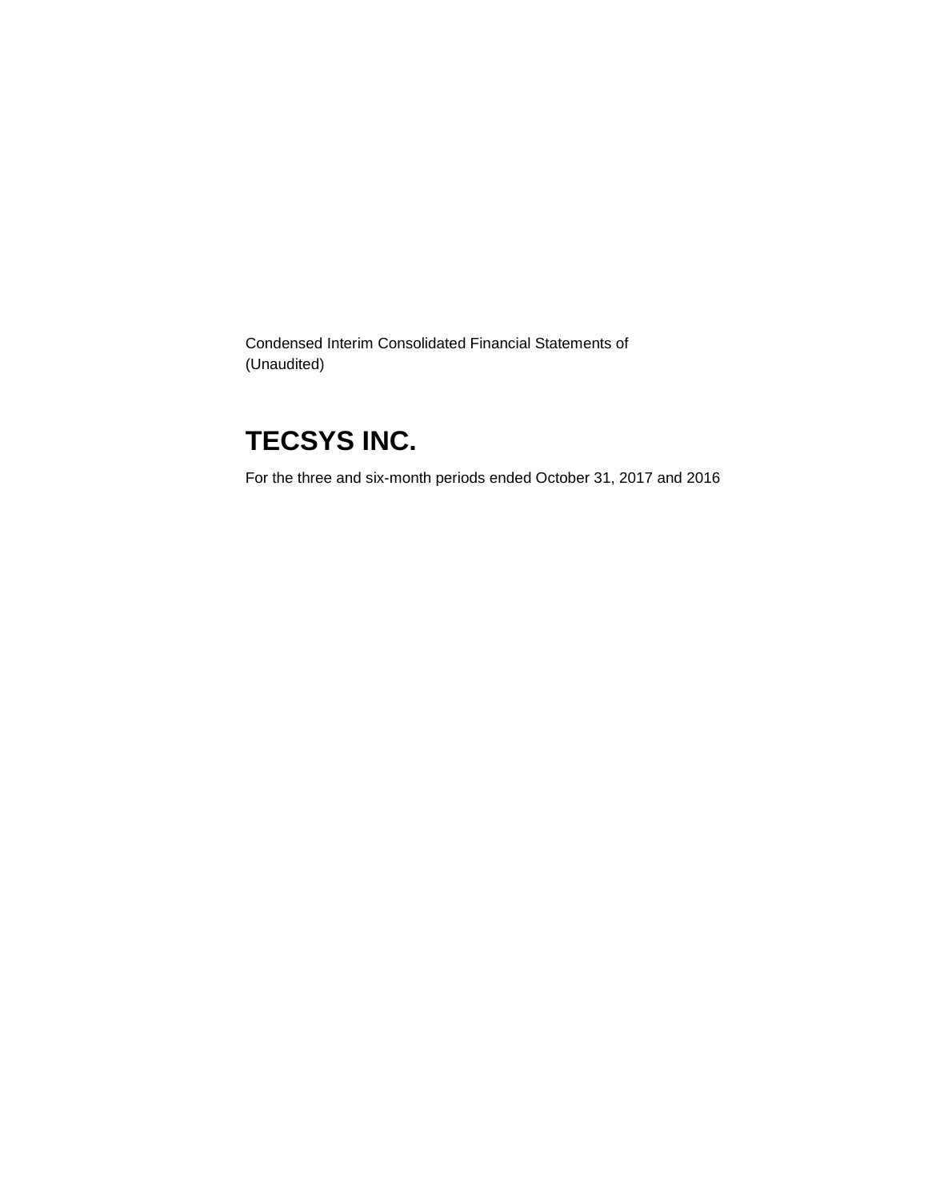Condensed Interim Consolidated Financial Statements of
(Unaudited)

# TECSYS INC.

For the three and six-month periods ended October 31, 2017 and 2016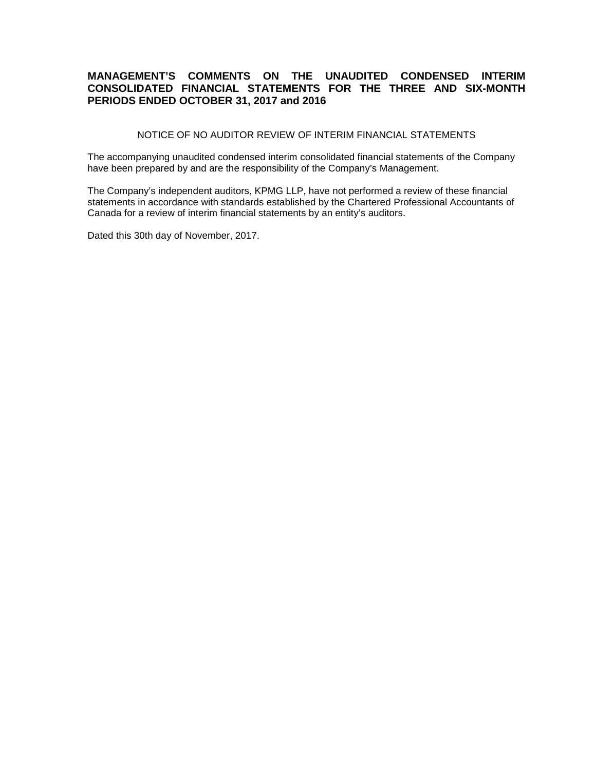# MANAGEMENT'S COMMENTS ON THE UNAUDITED CONDENSED INTERIM CONSOLIDATED FINANCIAL STATEMENTS FOR THE THREE AND SIX-MONTH PERIODS ENDED OCTOBER 31, 2017 and 2016

NOTICE OF NO AUDITOR REVIEW OF INTERIM FINANCIAL STATEMENTS

The accompanying unaudited condensed interim consolidated financial statements of the Company have been prepared by and are the responsibility of the Company's Management.

The Company's independent auditors, KPMG LLP, have not performed a review of these financial statements in accordance with standards established by the Chartered Professional Accountants of Canada for a review of interim financial statements by an entity's auditors.

Dated this 30th day of November, 2017.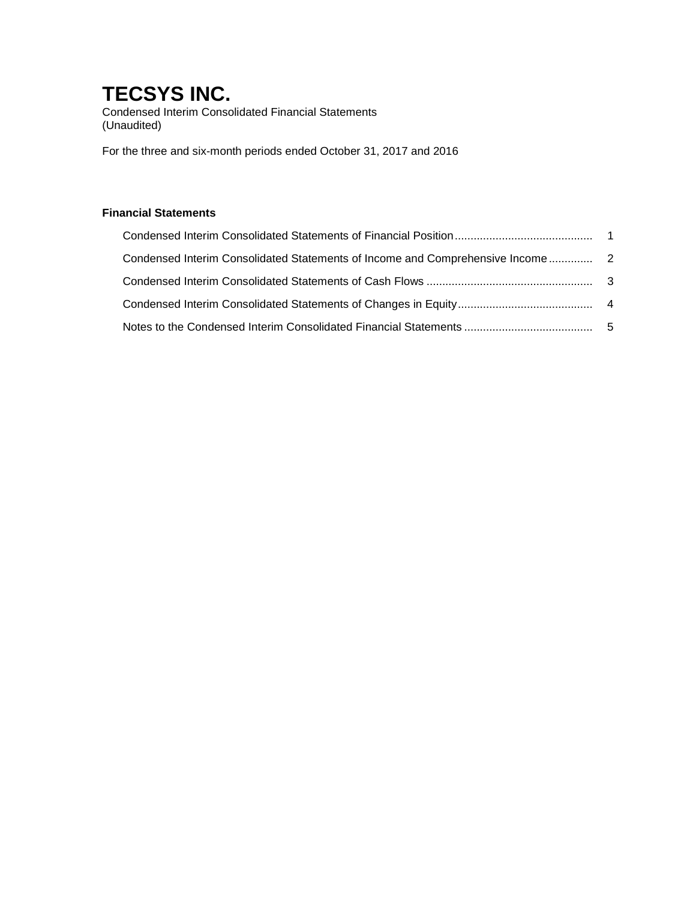# TECSYS INC.

Condensed Interim Consolidated Financial Statements
(Unaudited)

For the three and six-month periods ended October 31, 2017 and 2016

**Financial Statements**

| | |
|---|---|
| Condensed Interim Consolidated Statements of Financial Position | 1 |
| Condensed Interim Consolidated Statements of Income and Comprehensive Income | 2 |
| Condensed Interim Consolidated Statements of Cash Flows | 3 |
| Condensed Interim Consolidated Statements of Changes in Equity | 4 |
| Notes to the Condensed Interim Consolidated Financial Statements | 5 |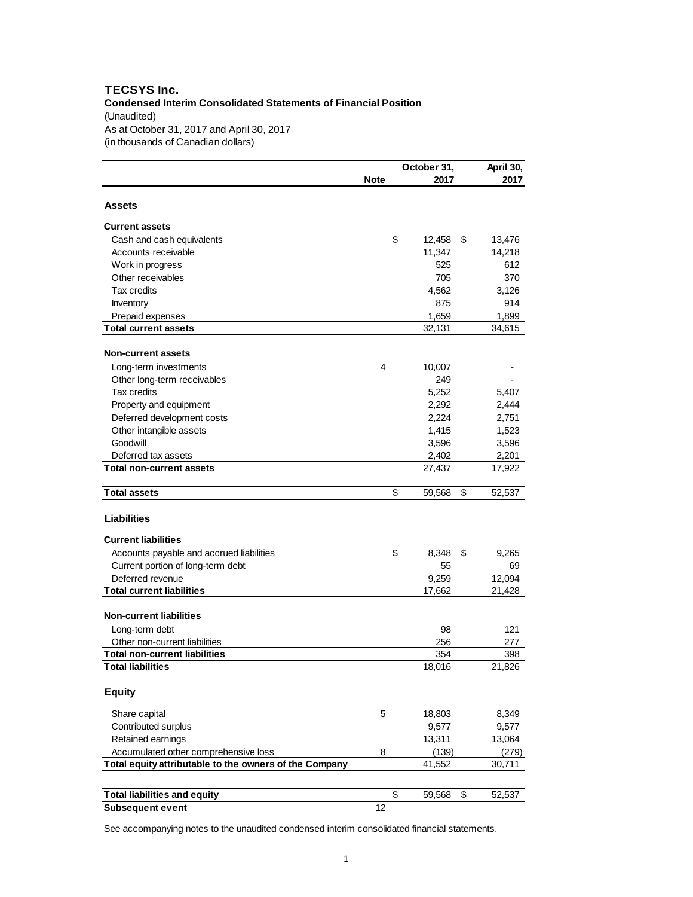# TECSYS Inc.

**Condensed Interim Consolidated Statements of Financial Position**

(Unaudited)

As at October 31, 2017 and April 30, 2017

(in thousands of Canadian dollars)

| | Note | October 31, 2017 | April 30, 2017 |
|---|---|---|---|
| **Assets** | | | |
| **Current assets** | | | |
| Cash and cash equivalents | | $ 12,458 | $ 13,476 |
| Accounts receivable | | 11,347 | 14,218 |
| Work in progress | | 525 | 612 |
| Other receivables | | 705 | 370 |
| Tax credits | | 4,562 | 3,126 |
| Inventory | | 875 | 914 |
| Prepaid expenses | | 1,659 | 1,899 |
| **Total current assets** | | 32,131 | 34,615 |
| **Non-current assets** | | | |
| Long-term investments | 4 | 10,007 | - |
| Other long-term receivables | | 249 | - |
| Tax credits | | 5,252 | 5,407 |
| Property and equipment | | 2,292 | 2,444 |
| Deferred development costs | | 2,224 | 2,751 |
| Other intangible assets | | 1,415 | 1,523 |
| Goodwill | | 3,596 | 3,596 |
| Deferred tax assets | | 2,402 | 2,201 |
| **Total non-current assets** | | 27,437 | 17,922 |
| **Total assets** | | $ 59,568 | $ 52,537 |
| **Liabilities** | | | |
| **Current liabilities** | | | |
| Accounts payable and accrued liabilities | | $ 8,348 | $ 9,265 |
| Current portion of long-term debt | | 55 | 69 |
| Deferred revenue | | 9,259 | 12,094 |
| **Total current liabilities** | | 17,662 | 21,428 |
| **Non-current liabilities** | | | |
| Long-term debt | | 98 | 121 |
| Other non-current liabilities | | 256 | 277 |
| **Total non-current liabilities** | | 354 | 398 |
| **Total liabilities** | | 18,016 | 21,826 |
| **Equity** | | | |
| Share capital | 5 | 18,803 | 8,349 |
| Contributed surplus | | 9,577 | 9,577 |
| Retained earnings | | 13,311 | 13,064 |
| Accumulated other comprehensive loss | 8 | (139) | (279) |
| **Total equity attributable to the owners of the Company** | | 41,552 | 30,711 |
| **Total liabilities and equity** | | $ 59,568 | $ 52,537 |
| **Subsequent event** | 12 | | |

See accompanying notes to the unaudited condensed interim consolidated financial statements.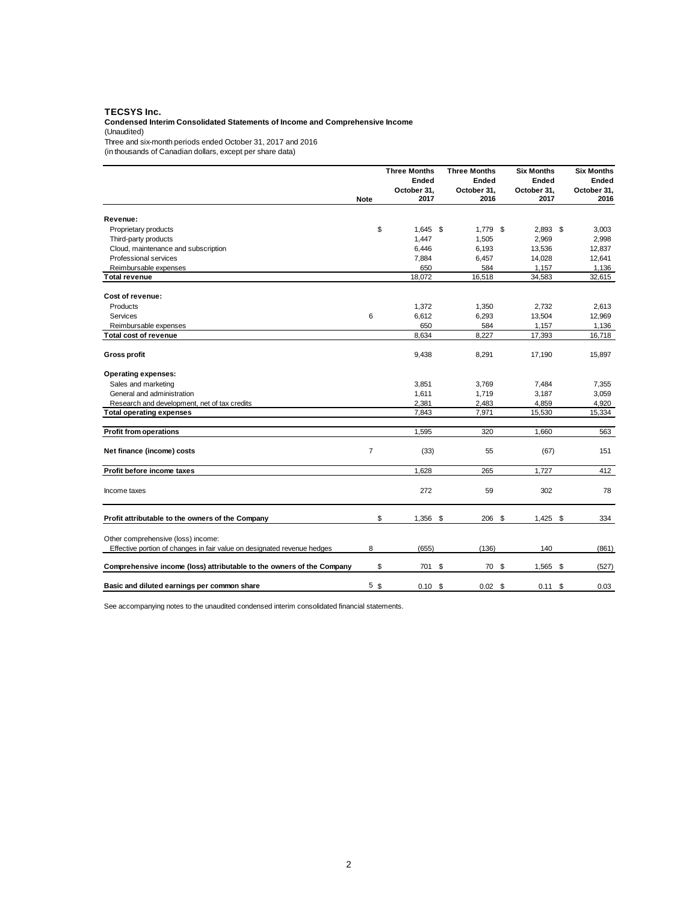**TECSYS Inc.**

**Condensed Interim Consolidated Statements of Income and Comprehensive Income**

(Unaudited)

Three and six-month periods ended October 31, 2017 and 2016

(in thousands of Canadian dollars, except per share data)

| | Note | Three Months Ended October 31, 2017 | Three Months Ended October 31, 2016 | Six Months Ended October 31, 2017 | Six Months Ended October 31, 2016 |
|---|---|---|---|---|---|
| **Revenue:** | | | | | |
| Proprietary products | | $ 1,645 | $ 1,779 | $ 2,893 | $ 3,003 |
| Third-party products | | 1,447 | 1,505 | 2,969 | 2,998 |
| Cloud, maintenance and subscription | | 6,446 | 6,193 | 13,536 | 12,837 |
| Professional services | | 7,884 | 6,457 | 14,028 | 12,641 |
| Reimbursable expenses | | 650 | 584 | 1,157 | 1,136 |
| **Total revenue** | | 18,072 | 16,518 | 34,583 | 32,615 |
| **Cost of revenue:** | | | | | |
| Products | | 1,372 | 1,350 | 2,732 | 2,613 |
| Services | 6 | 6,612 | 6,293 | 13,504 | 12,969 |
| Reimbursable expenses | | 650 | 584 | 1,157 | 1,136 |
| **Total cost of revenue** | | 8,634 | 8,227 | 17,393 | 16,718 |
| **Gross profit** | | 9,438 | 8,291 | 17,190 | 15,897 |
| **Operating expenses:** | | | | | |
| Sales and marketing | | 3,851 | 3,769 | 7,484 | 7,355 |
| General and administration | | 1,611 | 1,719 | 3,187 | 3,059 |
| Research and development, net of tax credits | | 2,381 | 2,483 | 4,859 | 4,920 |
| **Total operating expenses** | | 7,843 | 7,971 | 15,530 | 15,334 |
| **Profit from operations** | | 1,595 | 320 | 1,660 | 563 |
| **Net finance (income) costs** | 7 | (33) | 55 | (67) | 151 |
| **Profit before income taxes** | | 1,628 | 265 | 1,727 | 412 |
| Income taxes | | 272 | 59 | 302 | 78 |
| **Profit attributable to the owners of the Company** | | $ 1,356 | $ 206 | $ 1,425 | $ 334 |
| Other comprehensive (loss) income: | | | | | |
| Effective portion of changes in fair value on designated revenue hedges | 8 | (655) | (136) | 140 | (861) |
| **Comprehensive income (loss) attributable to the owners of the Company** | | $ 701 | $ 70 | $ 1,565 | $ (527) |
| **Basic and diluted earnings per common share** | 5 | $ 0.10 | $ 0.02 | $ 0.11 | $ 0.03 |

See accompanying notes to the unaudited condensed interim consolidated financial statements.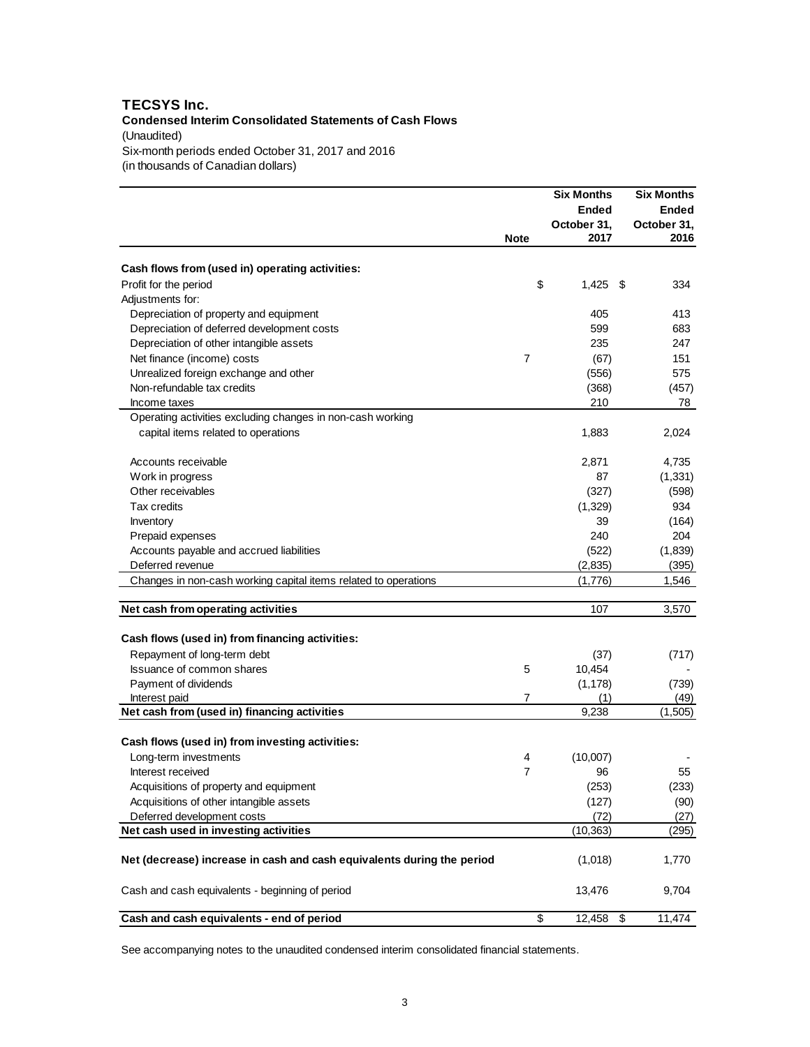# TECSYS Inc.

**Condensed Interim Consolidated Statements of Cash Flows**

(Unaudited)

Six-month periods ended October 31, 2017 and 2016

(in thousands of Canadian dollars)

| | Note | Six Months Ended October 31, 2017 | Six Months Ended October 31, 2016 |
|---|---|---|---|
| **Cash flows from (used in) operating activities:** | | | |
| Profit for the period | | $ 1,425 | $ 334 |
| Adjustments for: | | | |
| Depreciation of property and equipment | | 405 | 413 |
| Depreciation of deferred development costs | | 599 | 683 |
| Depreciation of other intangible assets | | 235 | 247 |
| Net finance (income) costs | 7 | (67) | 151 |
| Unrealized foreign exchange and other | | (556) | 575 |
| Non-refundable tax credits | | (368) | (457) |
| Income taxes | | 210 | 78 |
| Operating activities excluding changes in non-cash working capital items related to operations | | 1,883 | 2,024 |
| Accounts receivable | | 2,871 | 4,735 |
| Work in progress | | 87 | (1,331) |
| Other receivables | | (327) | (598) |
| Tax credits | | (1,329) | 934 |
| Inventory | | 39 | (164) |
| Prepaid expenses | | 240 | 204 |
| Accounts payable and accrued liabilities | | (522) | (1,839) |
| Deferred revenue | | (2,835) | (395) |
| Changes in non-cash working capital items related to operations | | (1,776) | 1,546 |
| **Net cash from operating activities** | | 107 | 3,570 |
| **Cash flows (used in) from financing activities:** | | | |
| Repayment of long-term debt | | (37) | (717) |
| Issuance of common shares | 5 | 10,454 | - |
| Payment of dividends | | (1,178) | (739) |
| Interest paid | 7 | (1) | (49) |
| **Net cash from (used in) financing activities** | | 9,238 | (1,505) |
| **Cash flows (used in) from investing activities:** | | | |
| Long-term investments | 4 | (10,007) | - |
| Interest received | 7 | 96 | 55 |
| Acquisitions of property and equipment | | (253) | (233) |
| Acquisitions of other intangible assets | | (127) | (90) |
| Deferred development costs | | (72) | (27) |
| **Net cash used in investing activities** | | (10,363) | (295) |
| **Net (decrease) increase in cash and cash equivalents during the period** | | (1,018) | 1,770 |
| Cash and cash equivalents - beginning of period | | 13,476 | 9,704 |
| **Cash and cash equivalents - end of period** | | $ 12,458 | $ 11,474 |

See accompanying notes to the unaudited condensed interim consolidated financial statements.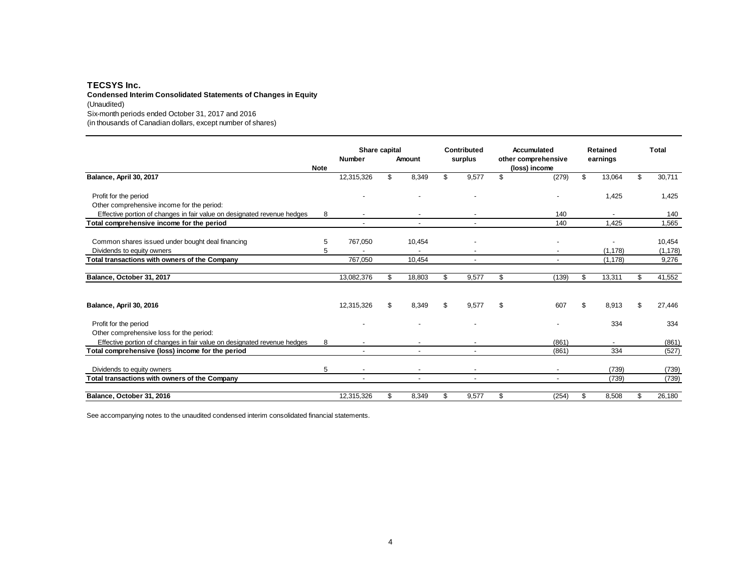**TECSYS Inc.**

**Condensed Interim Consolidated Statements of Changes in Equity**

(Unaudited)

Six-month periods ended October 31, 2017 and 2016

(in thousands of Canadian dollars, except number of shares)

| | Note | Share capital Number | Share capital Amount | Contributed surplus | Accumulated other comprehensive (loss) income | Retained earnings | Total |
|---|---|---|---|---|---|---|---|
| **Balance, April 30, 2017** | | 12,315,326 | $ 8,349 | $ 9,577 | $ (279) | $ 13,064 | $ 30,711 |
| Profit for the period | | - | - | - | - | 1,425 | 1,425 |
| Other comprehensive income for the period: | | | | | | | |
| Effective portion of changes in fair value on designated revenue hedges | 8 | - | - | - | 140 | - | 140 |
| **Total comprehensive income for the period** | | - | - | - | 140 | 1,425 | 1,565 |
| Common shares issued under bought deal financing | 5 | 767,050 | 10,454 | - | - | - | 10,454 |
| Dividends to equity owners | 5 | - | - | - | - | (1,178) | (1,178) |
| **Total transactions with owners of the Company** | | 767,050 | 10,454 | - | - | (1,178) | 9,276 |
| **Balance, October 31, 2017** | | 13,082,376 | $ 18,803 | $ 9,577 | $ (139) | $ 13,311 | $ 41,552 |
| **Balance, April 30, 2016** | | 12,315,326 | $ 8,349 | $ 9,577 | $ 607 | $ 8,913 | $ 27,446 |
| Profit for the period | | - | - | - | - | 334 | 334 |
| Other comprehensive loss for the period: | | | | | | | |
| Effective portion of changes in fair value on designated revenue hedges | 8 | - | - | - | (861) | - | (861) |
| **Total comprehensive (loss) income for the period** | | - | - | - | (861) | 334 | (527) |
| Dividends to equity owners | 5 | - | - | - | - | (739) | (739) |
| **Total transactions with owners of the Company** | | - | - | - | - | (739) | (739) |
| **Balance, October 31, 2016** | | 12,315,326 | $ 8,349 | $ 9,577 | $ (254) | $ 8,508 | $ 26,180 |

See accompanying notes to the unaudited condensed interim consolidated financial statements.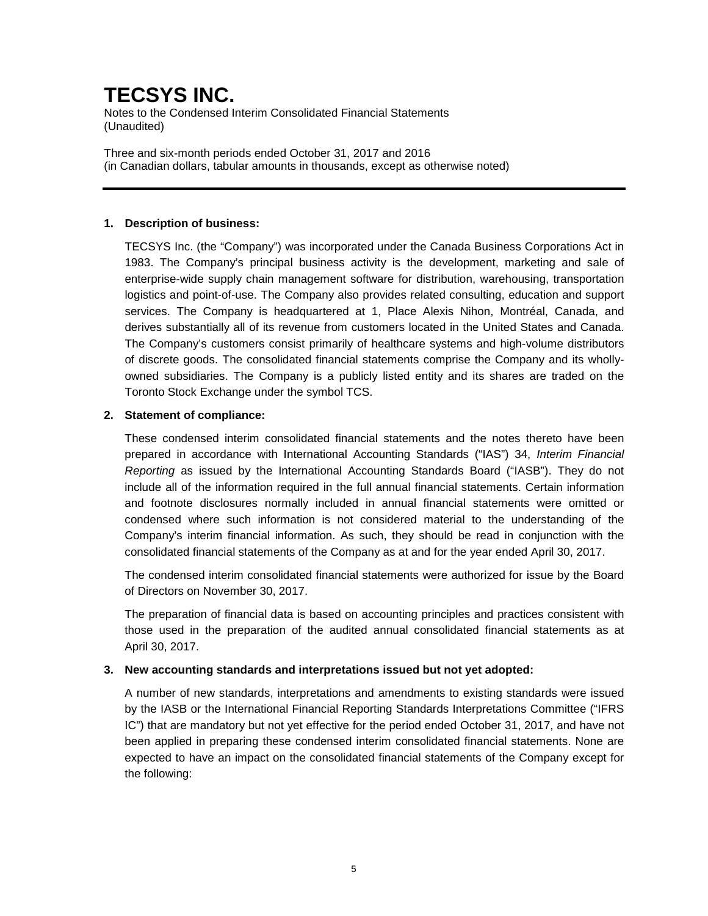# TECSYS INC.

Notes to the Condensed Interim Consolidated Financial Statements
(Unaudited)

Three and six-month periods ended October 31, 2017 and 2016
(in Canadian dollars, tabular amounts in thousands, except as otherwise noted)

---

**1. Description of business:**

TECSYS Inc. (the "Company") was incorporated under the Canada Business Corporations Act in 1983. The Company's principal business activity is the development, marketing and sale of enterprise-wide supply chain management software for distribution, warehousing, transportation logistics and point-of-use. The Company also provides related consulting, education and support services. The Company is headquartered at 1, Place Alexis Nihon, Montréal, Canada, and derives substantially all of its revenue from customers located in the United States and Canada. The Company's customers consist primarily of healthcare systems and high-volume distributors of discrete goods. The consolidated financial statements comprise the Company and its wholly-owned subsidiaries. The Company is a publicly listed entity and its shares are traded on the Toronto Stock Exchange under the symbol TCS.

**2. Statement of compliance:**

These condensed interim consolidated financial statements and the notes thereto have been prepared in accordance with International Accounting Standards ("IAS") 34, *Interim Financial Reporting* as issued by the International Accounting Standards Board ("IASB"). They do not include all of the information required in the full annual financial statements. Certain information and footnote disclosures normally included in annual financial statements were omitted or condensed where such information is not considered material to the understanding of the Company's interim financial information. As such, they should be read in conjunction with the consolidated financial statements of the Company as at and for the year ended April 30, 2017.

The condensed interim consolidated financial statements were authorized for issue by the Board of Directors on November 30, 2017.

The preparation of financial data is based on accounting principles and practices consistent with those used in the preparation of the audited annual consolidated financial statements as at April 30, 2017.

**3. New accounting standards and interpretations issued but not yet adopted:**

A number of new standards, interpretations and amendments to existing standards were issued by the IASB or the International Financial Reporting Standards Interpretations Committee ("IFRS IC") that are mandatory but not yet effective for the period ended October 31, 2017, and have not been applied in preparing these condensed interim consolidated financial statements. None are expected to have an impact on the consolidated financial statements of the Company except for the following: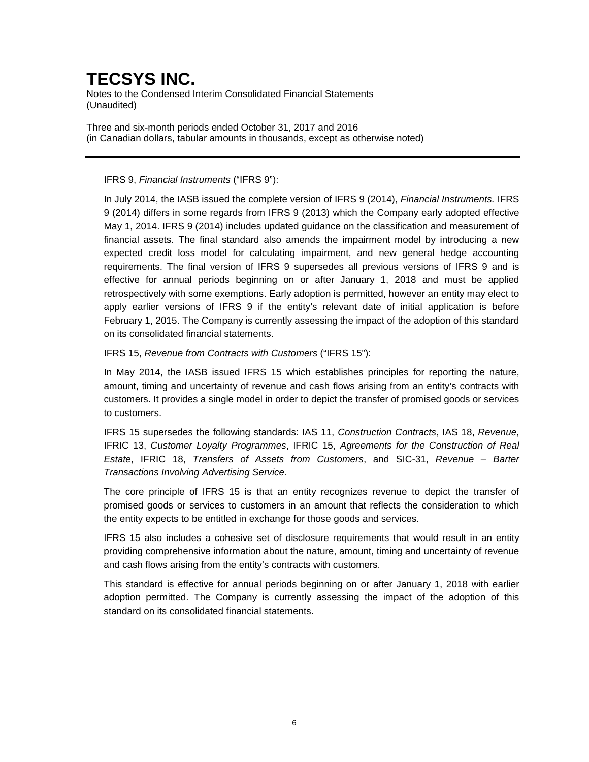IFRS 9, *Financial Instruments* ("IFRS 9"):

In July 2014, the IASB issued the complete version of IFRS 9 (2014), *Financial Instruments.* IFRS 9 (2014) differs in some regards from IFRS 9 (2013) which the Company early adopted effective May 1, 2014. IFRS 9 (2014) includes updated guidance on the classification and measurement of financial assets. The final standard also amends the impairment model by introducing a new expected credit loss model for calculating impairment, and new general hedge accounting requirements. The final version of IFRS 9 supersedes all previous versions of IFRS 9 and is effective for annual periods beginning on or after January 1, 2018 and must be applied retrospectively with some exemptions. Early adoption is permitted, however an entity may elect to apply earlier versions of IFRS 9 if the entity's relevant date of initial application is before February 1, 2015. The Company is currently assessing the impact of the adoption of this standard on its consolidated financial statements.

IFRS 15, *Revenue from Contracts with Customers* ("IFRS 15"):

In May 2014, the IASB issued IFRS 15 which establishes principles for reporting the nature, amount, timing and uncertainty of revenue and cash flows arising from an entity's contracts with customers. It provides a single model in order to depict the transfer of promised goods or services to customers.

IFRS 15 supersedes the following standards: IAS 11, *Construction Contracts*, IAS 18, *Revenue*, IFRIC 13, *Customer Loyalty Programmes*, IFRIC 15, *Agreements for the Construction of Real Estate*, IFRIC 18, *Transfers of Assets from Customers*, and SIC-31, *Revenue – Barter Transactions Involving Advertising Service.*

The core principle of IFRS 15 is that an entity recognizes revenue to depict the transfer of promised goods or services to customers in an amount that reflects the consideration to which the entity expects to be entitled in exchange for those goods and services.

IFRS 15 also includes a cohesive set of disclosure requirements that would result in an entity providing comprehensive information about the nature, amount, timing and uncertainty of revenue and cash flows arising from the entity's contracts with customers.

This standard is effective for annual periods beginning on or after January 1, 2018 with earlier adoption permitted. The Company is currently assessing the impact of the adoption of this standard on its consolidated financial statements.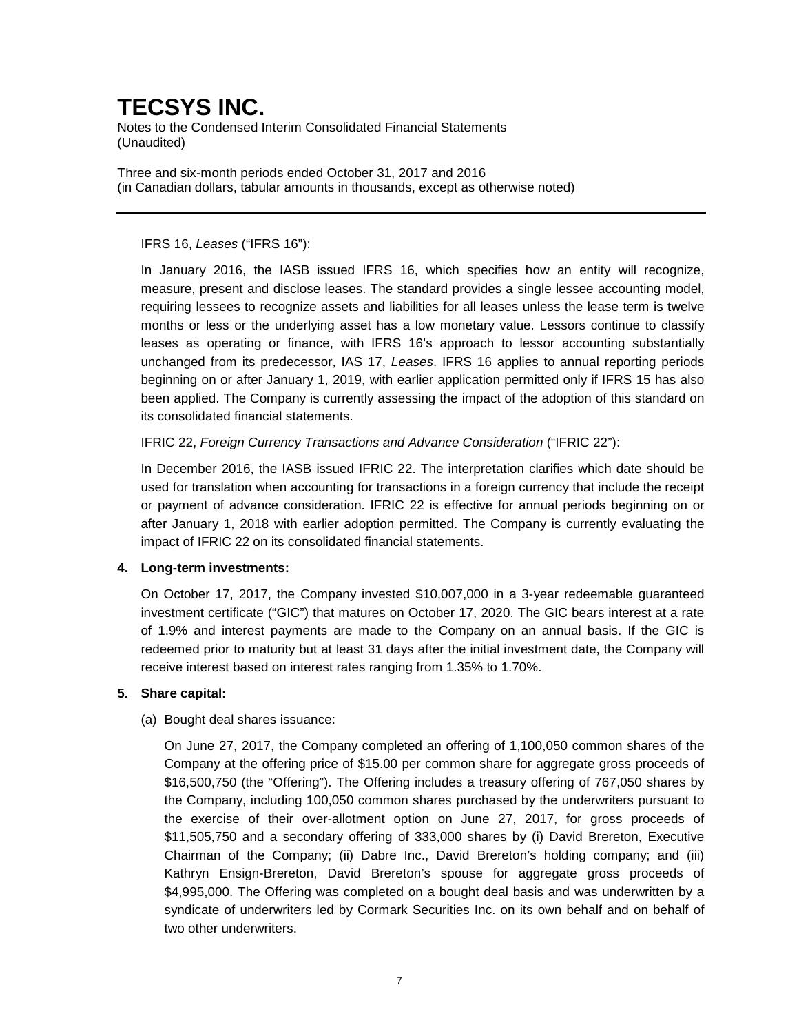IFRS 16, *Leases* ("IFRS 16"):

In January 2016, the IASB issued IFRS 16, which specifies how an entity will recognize, measure, present and disclose leases. The standard provides a single lessee accounting model, requiring lessees to recognize assets and liabilities for all leases unless the lease term is twelve months or less or the underlying asset has a low monetary value. Lessors continue to classify leases as operating or finance, with IFRS 16's approach to lessor accounting substantially unchanged from its predecessor, IAS 17, *Leases*. IFRS 16 applies to annual reporting periods beginning on or after January 1, 2019, with earlier application permitted only if IFRS 15 has also been applied. The Company is currently assessing the impact of the adoption of this standard on its consolidated financial statements.

IFRIC 22, *Foreign Currency Transactions and Advance Consideration* ("IFRIC 22"):

In December 2016, the IASB issued IFRIC 22. The interpretation clarifies which date should be used for translation when accounting for transactions in a foreign currency that include the receipt or payment of advance consideration. IFRIC 22 is effective for annual periods beginning on or after January 1, 2018 with earlier adoption permitted. The Company is currently evaluating the impact of IFRIC 22 on its consolidated financial statements.

**4. Long-term investments:**

On October 17, 2017, the Company invested $10,007,000 in a 3-year redeemable guaranteed investment certificate ("GIC") that matures on October 17, 2020. The GIC bears interest at a rate of 1.9% and interest payments are made to the Company on an annual basis. If the GIC is redeemed prior to maturity but at least 31 days after the initial investment date, the Company will receive interest based on interest rates ranging from 1.35% to 1.70%.

**5. Share capital:**

(a) Bought deal shares issuance:

On June 27, 2017, the Company completed an offering of 1,100,050 common shares of the Company at the offering price of $15.00 per common share for aggregate gross proceeds of $16,500,750 (the "Offering"). The Offering includes a treasury offering of 767,050 shares by the Company, including 100,050 common shares purchased by the underwriters pursuant to the exercise of their over-allotment option on June 27, 2017, for gross proceeds of $11,505,750 and a secondary offering of 333,000 shares by (i) David Brereton, Executive Chairman of the Company; (ii) Dabre Inc., David Brereton's holding company; and (iii) Kathryn Ensign-Brereton, David Brereton's spouse for aggregate gross proceeds of $4,995,000. The Offering was completed on a bought deal basis and was underwritten by a syndicate of underwriters led by Cormark Securities Inc. on its own behalf and on behalf of two other underwriters.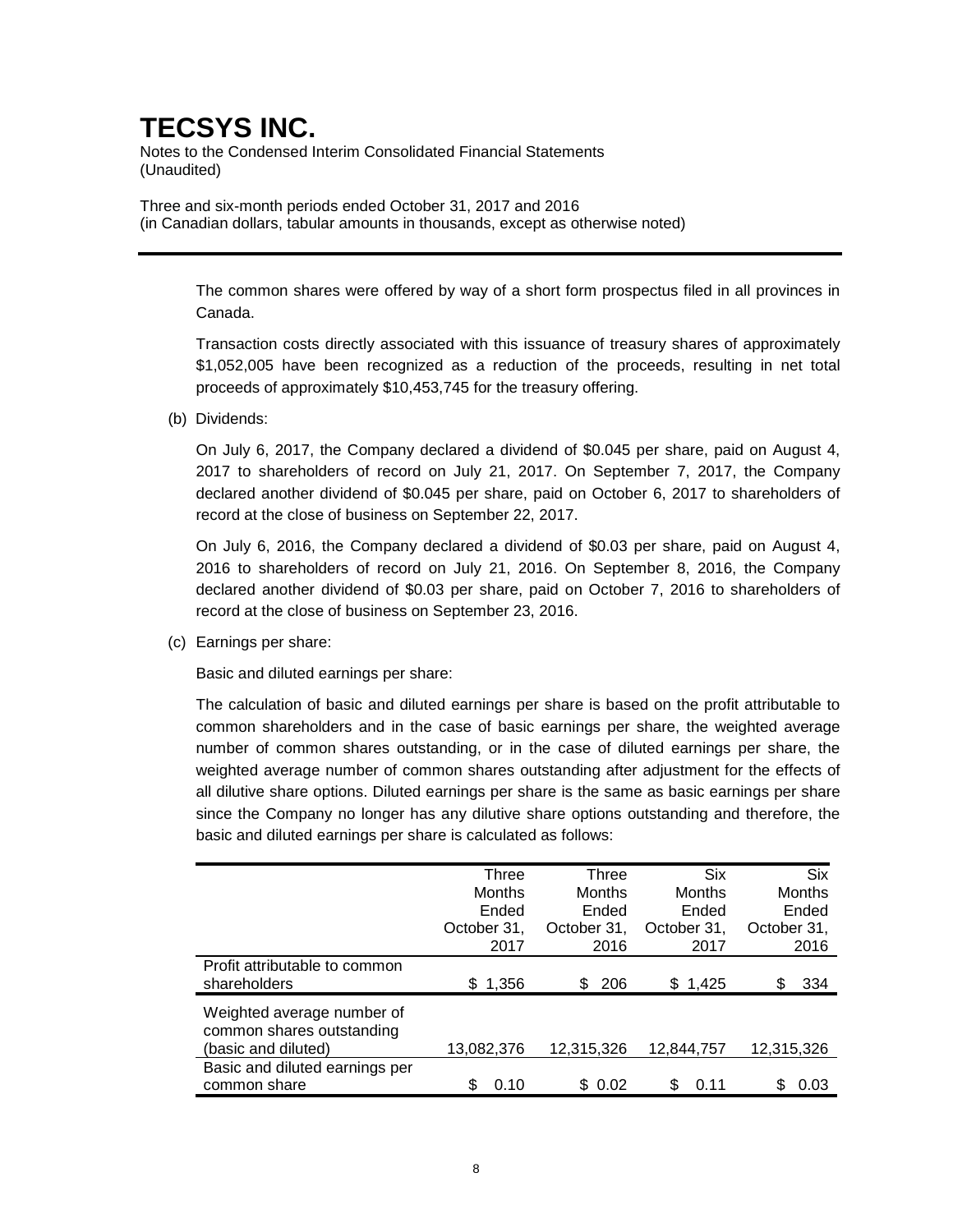The common shares were offered by way of a short form prospectus filed in all provinces in Canada.

Transaction costs directly associated with this issuance of treasury shares of approximately $1,052,005 have been recognized as a reduction of the proceeds, resulting in net total proceeds of approximately $10,453,745 for the treasury offering.

(b) Dividends:

On July 6, 2017, the Company declared a dividend of $0.045 per share, paid on August 4, 2017 to shareholders of record on July 21, 2017. On September 7, 2017, the Company declared another dividend of $0.045 per share, paid on October 6, 2017 to shareholders of record at the close of business on September 22, 2017.

On July 6, 2016, the Company declared a dividend of $0.03 per share, paid on August 4, 2016 to shareholders of record on July 21, 2016. On September 8, 2016, the Company declared another dividend of $0.03 per share, paid on October 7, 2016 to shareholders of record at the close of business on September 23, 2016.

(c) Earnings per share:

Basic and diluted earnings per share:

The calculation of basic and diluted earnings per share is based on the profit attributable to common shareholders and in the case of basic earnings per share, the weighted average number of common shares outstanding, or in the case of diluted earnings per share, the weighted average number of common shares outstanding after adjustment for the effects of all dilutive share options. Diluted earnings per share is the same as basic earnings per share since the Company no longer has any dilutive share options outstanding and therefore, the basic and diluted earnings per share is calculated as follows:

| | Three Months Ended October 31, 2017 | Three Months Ended October 31, 2016 | Six Months Ended October 31, 2017 | Six Months Ended October 31, 2016 |
|---|---|---|---|---|
| Profit attributable to common shareholders | $ 1,356 | $ 206 | $ 1,425 | $ 334 |
| Weighted average number of common shares outstanding (basic and diluted) | 13,082,376 | 12,315,326 | 12,844,757 | 12,315,326 |
| Basic and diluted earnings per common share | $ 0.10 | $ 0.02 | $ 0.11 | $ 0.03 |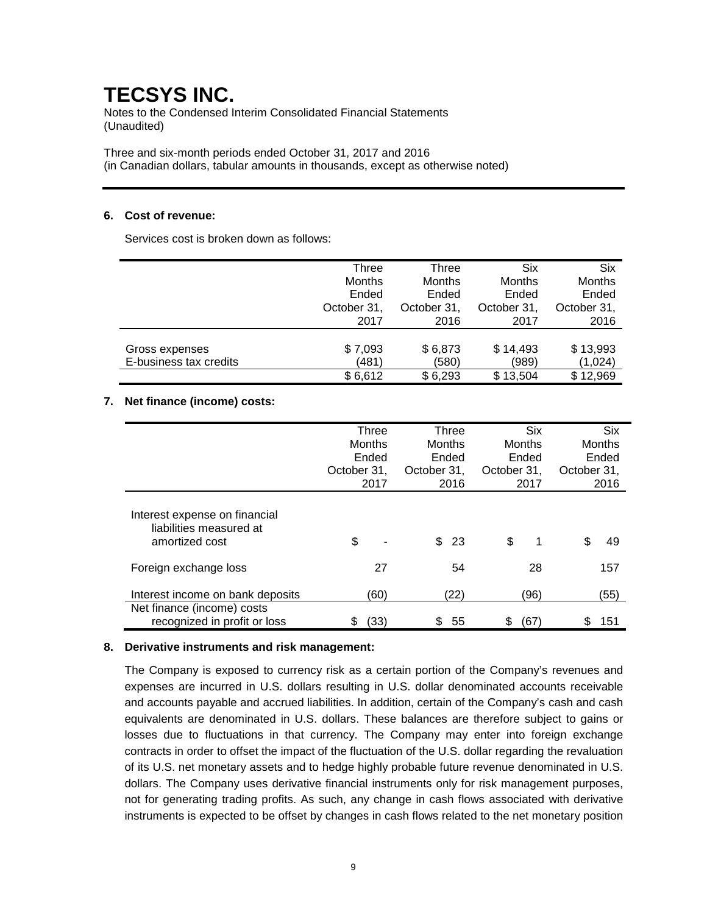# TECSYS INC.

Notes to the Condensed Interim Consolidated Financial Statements
(Unaudited)

Three and six-month periods ended October 31, 2017 and 2016
(in Canadian dollars, tabular amounts in thousands, except as otherwise noted)

**6. Cost of revenue:**

Services cost is broken down as follows:

| | Three Months Ended October 31, 2017 | Three Months Ended October 31, 2016 | Six Months Ended October 31, 2017 | Six Months Ended October 31, 2016 |
|---|---|---|---|---|
| Gross expenses | $ 7,093 | $ 6,873 | $ 14,493 | $ 13,993 |
| E-business tax credits | (481) | (580) | (989) | (1,024) |
| | $ 6,612 | $ 6,293 | $ 13,504 | $ 12,969 |

**7. Net finance (income) costs:**

| | Three Months Ended October 31, 2017 | Three Months Ended October 31, 2016 | Six Months Ended October 31, 2017 | Six Months Ended October 31, 2016 |
|---|---|---|---|---|
| Interest expense on financial liabilities measured at amortized cost | $ - | $ 23 | $ 1 | $ 49 |
| Foreign exchange loss | 27 | 54 | 28 | 157 |
| Interest income on bank deposits | (60) | (22) | (96) | (55) |
| Net finance (income) costs recognized in profit or loss | $ (33) | $ 55 | $ (67) | $ 151 |

**8. Derivative instruments and risk management:**

The Company is exposed to currency risk as a certain portion of the Company's revenues and expenses are incurred in U.S. dollars resulting in U.S. dollar denominated accounts receivable and accounts payable and accrued liabilities. In addition, certain of the Company's cash and cash equivalents are denominated in U.S. dollars. These balances are therefore subject to gains or losses due to fluctuations in that currency. The Company may enter into foreign exchange contracts in order to offset the impact of the fluctuation of the U.S. dollar regarding the revaluation of its U.S. net monetary assets and to hedge highly probable future revenue denominated in U.S. dollars. The Company uses derivative financial instruments only for risk management purposes, not for generating trading profits. As such, any change in cash flows associated with derivative instruments is expected to be offset by changes in cash flows related to the net monetary position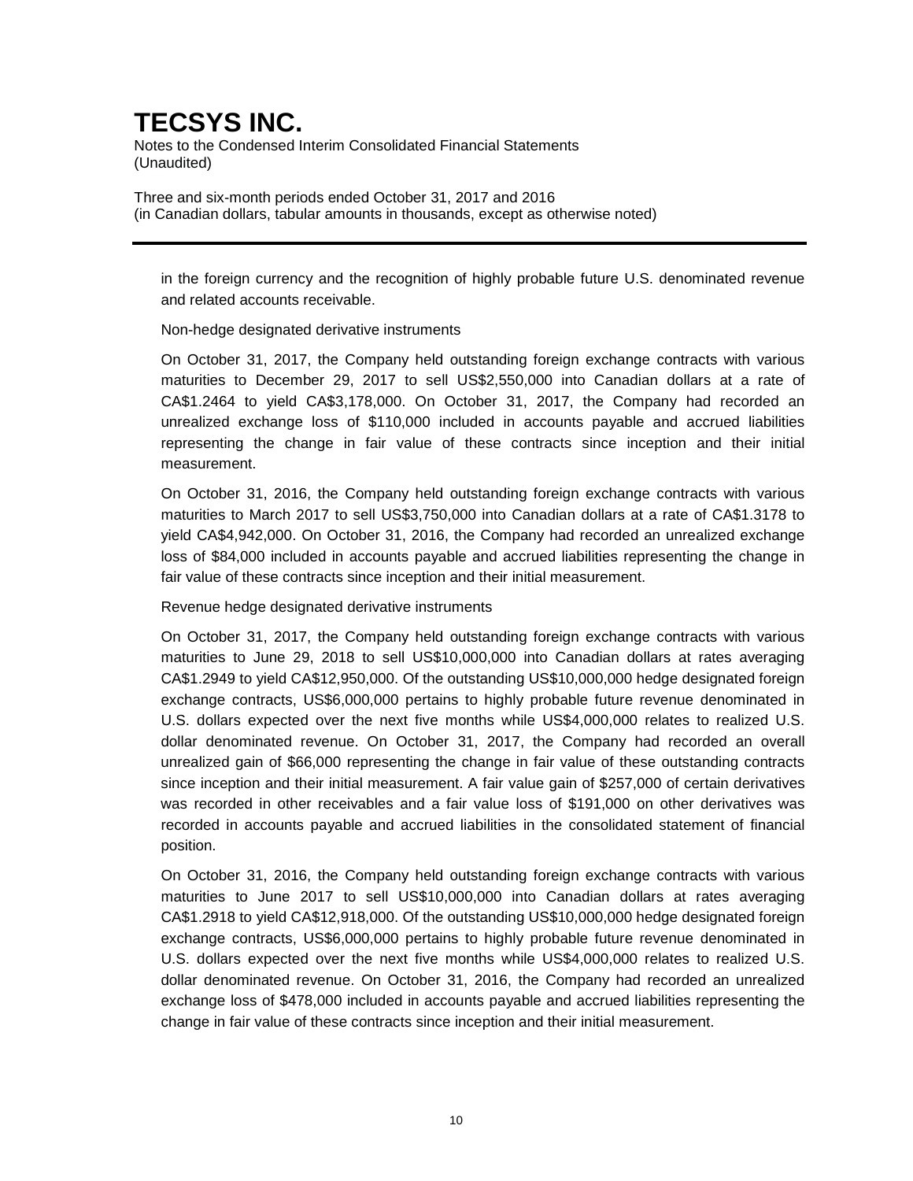in the foreign currency and the recognition of highly probable future U.S. denominated revenue and related accounts receivable.

Non-hedge designated derivative instruments

On October 31, 2017, the Company held outstanding foreign exchange contracts with various maturities to December 29, 2017 to sell US$2,550,000 into Canadian dollars at a rate of CA$1.2464 to yield CA$3,178,000. On October 31, 2017, the Company had recorded an unrealized exchange loss of $110,000 included in accounts payable and accrued liabilities representing the change in fair value of these contracts since inception and their initial measurement.

On October 31, 2016, the Company held outstanding foreign exchange contracts with various maturities to March 2017 to sell US$3,750,000 into Canadian dollars at a rate of CA$1.3178 to yield CA$4,942,000. On October 31, 2016, the Company had recorded an unrealized exchange loss of $84,000 included in accounts payable and accrued liabilities representing the change in fair value of these contracts since inception and their initial measurement.

Revenue hedge designated derivative instruments

On October 31, 2017, the Company held outstanding foreign exchange contracts with various maturities to June 29, 2018 to sell US$10,000,000 into Canadian dollars at rates averaging CA$1.2949 to yield CA$12,950,000. Of the outstanding US$10,000,000 hedge designated foreign exchange contracts, US$6,000,000 pertains to highly probable future revenue denominated in U.S. dollars expected over the next five months while US$4,000,000 relates to realized U.S. dollar denominated revenue. On October 31, 2017, the Company had recorded an overall unrealized gain of $66,000 representing the change in fair value of these outstanding contracts since inception and their initial measurement. A fair value gain of $257,000 of certain derivatives was recorded in other receivables and a fair value loss of $191,000 on other derivatives was recorded in accounts payable and accrued liabilities in the consolidated statement of financial position.

On October 31, 2016, the Company held outstanding foreign exchange contracts with various maturities to June 2017 to sell US$10,000,000 into Canadian dollars at rates averaging CA$1.2918 to yield CA$12,918,000. Of the outstanding US$10,000,000 hedge designated foreign exchange contracts, US$6,000,000 pertains to highly probable future revenue denominated in U.S. dollars expected over the next five months while US$4,000,000 relates to realized U.S. dollar denominated revenue. On October 31, 2016, the Company had recorded an unrealized exchange loss of $478,000 included in accounts payable and accrued liabilities representing the change in fair value of these contracts since inception and their initial measurement.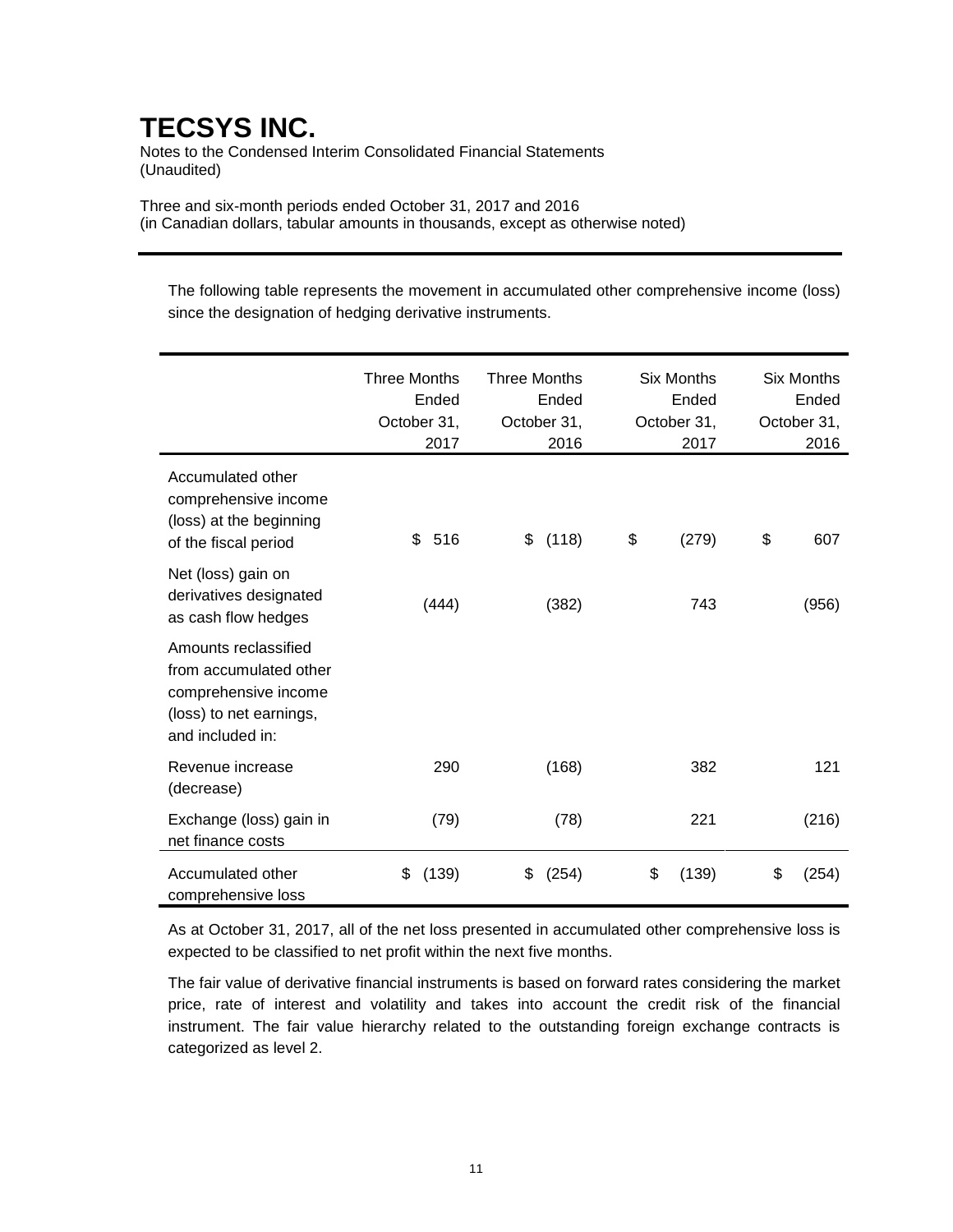# TECSYS INC.

Notes to the Condensed Interim Consolidated Financial Statements
(Unaudited)

Three and six-month periods ended October 31, 2017 and 2016
(in Canadian dollars, tabular amounts in thousands, except as otherwise noted)

The following table represents the movement in accumulated other comprehensive income (loss) since the designation of hedging derivative instruments.

| | Three Months Ended October 31, 2017 | Three Months Ended October 31, 2016 | Six Months Ended October 31, 2017 | Six Months Ended October 31, 2016 |
|---|---|---|---|---|
| Accumulated other comprehensive income (loss) at the beginning of the fiscal period | $ 516 | $ (118) | $ (279) | $ 607 |
| Net (loss) gain on derivatives designated as cash flow hedges | (444) | (382) | 743 | (956) |
| Amounts reclassified from accumulated other comprehensive income (loss) to net earnings, and included in: | | | | |
| Revenue increase (decrease) | 290 | (168) | 382 | 121 |
| Exchange (loss) gain in net finance costs | (79) | (78) | 221 | (216) |
| Accumulated other comprehensive loss | $ (139) | $ (254) | $ (139) | $ (254) |

As at October 31, 2017, all of the net loss presented in accumulated other comprehensive loss is expected to be classified to net profit within the next five months.

The fair value of derivative financial instruments is based on forward rates considering the market price, rate of interest and volatility and takes into account the credit risk of the financial instrument. The fair value hierarchy related to the outstanding foreign exchange contracts is categorized as level 2.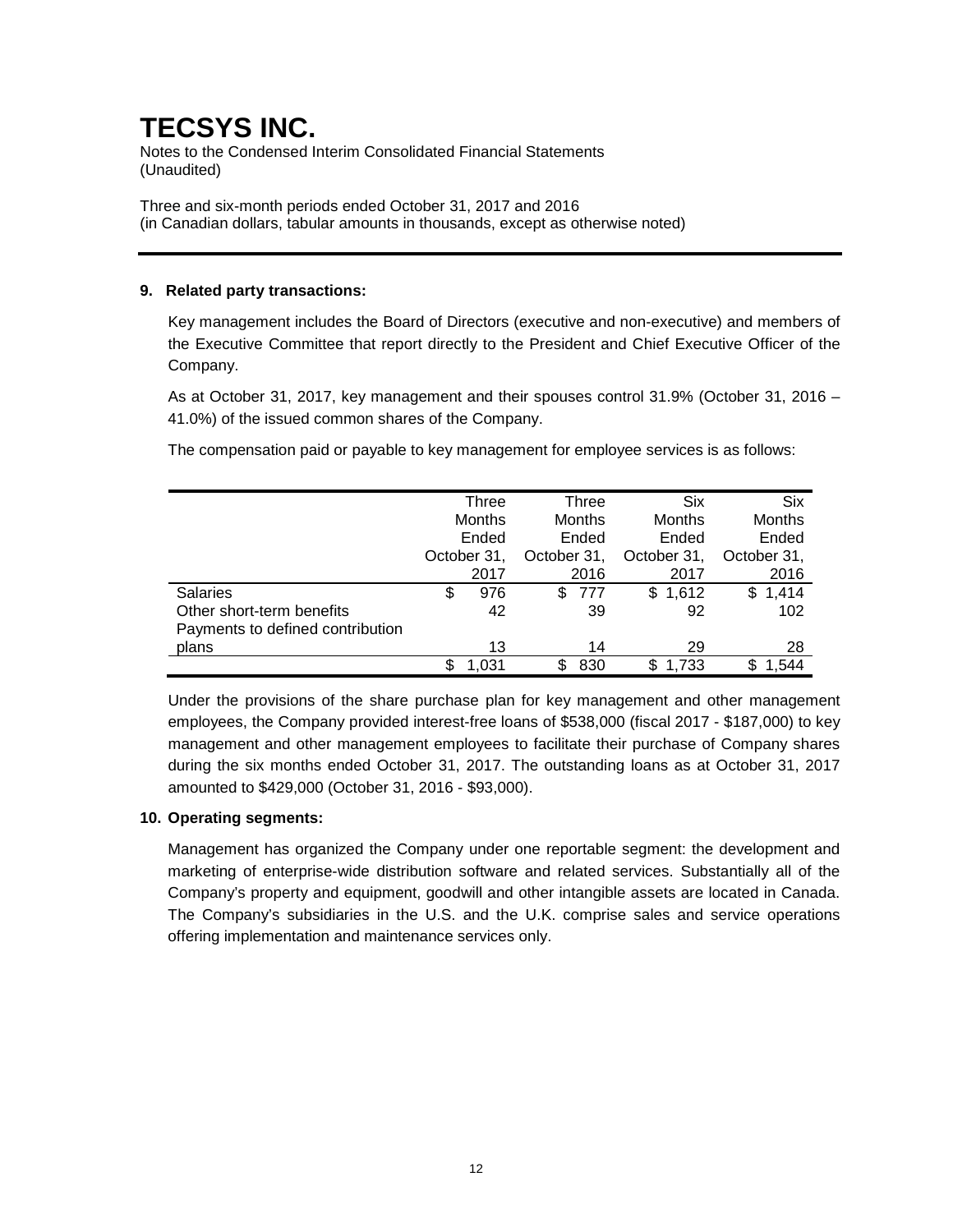# TECSYS INC.

Notes to the Condensed Interim Consolidated Financial Statements
(Unaudited)

Three and six-month periods ended October 31, 2017 and 2016
(in Canadian dollars, tabular amounts in thousands, except as otherwise noted)

## 9. Related party transactions:

Key management includes the Board of Directors (executive and non-executive) and members of the Executive Committee that report directly to the President and Chief Executive Officer of the Company.

As at October 31, 2017, key management and their spouses control 31.9% (October 31, 2016 – 41.0%) of the issued common shares of the Company.

The compensation paid or payable to key management for employee services is as follows:

| | Three Months Ended October 31, 2017 | Three Months Ended October 31, 2016 | Six Months Ended October 31, 2017 | Six Months Ended October 31, 2016 |
|---|---|---|---|---|
| Salaries | $ 976 | $ 777 | $ 1,612 | $ 1,414 |
| Other short-term benefits | 42 | 39 | 92 | 102 |
| Payments to defined contribution plans | 13 | 14 | 29 | 28 |
| | $ 1,031 | $ 830 | $ 1,733 | $ 1,544 |

Under the provisions of the share purchase plan for key management and other management employees, the Company provided interest-free loans of $538,000 (fiscal 2017 - $187,000) to key management and other management employees to facilitate their purchase of Company shares during the six months ended October 31, 2017. The outstanding loans as at October 31, 2017 amounted to $429,000 (October 31, 2016 - $93,000).

## 10. Operating segments:

Management has organized the Company under one reportable segment: the development and marketing of enterprise-wide distribution software and related services. Substantially all of the Company's property and equipment, goodwill and other intangible assets are located in Canada. The Company's subsidiaries in the U.S. and the U.K. comprise sales and service operations offering implementation and maintenance services only.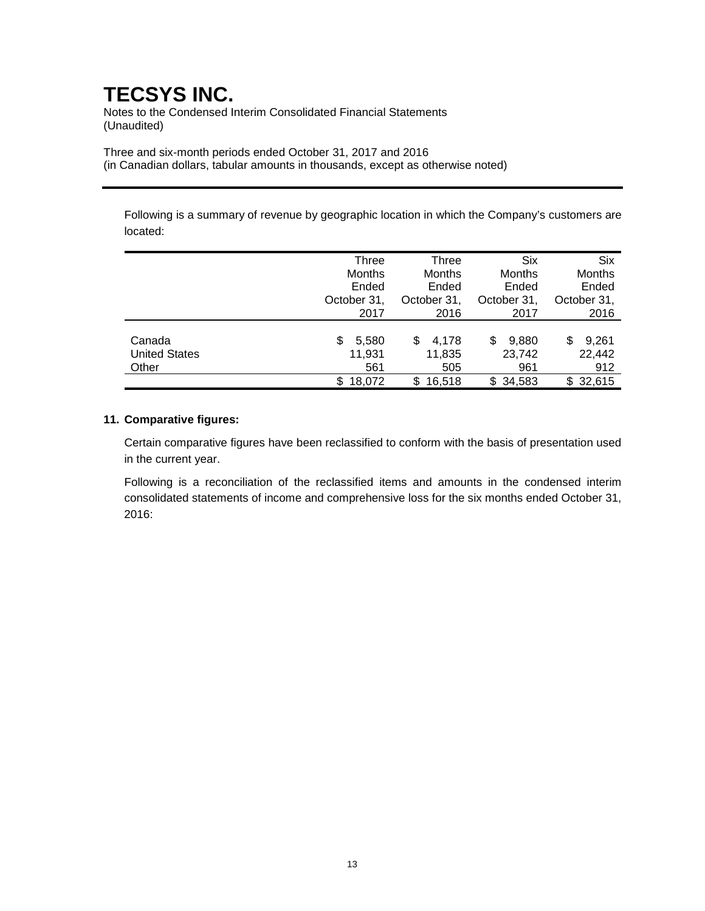# TECSYS INC.

Notes to the Condensed Interim Consolidated Financial Statements
(Unaudited)

Three and six-month periods ended October 31, 2017 and 2016
(in Canadian dollars, tabular amounts in thousands, except as otherwise noted)

Following is a summary of revenue by geographic location in which the Company's customers are located:

| | Three Months Ended October 31, 2017 | Three Months Ended October 31, 2016 | Six Months Ended October 31, 2017 | Six Months Ended October 31, 2016 |
|---|---|---|---|---|
| Canada | $ 5,580 | $ 4,178 | $ 9,880 | $ 9,261 |
| United States | 11,931 | 11,835 | 23,742 | 22,442 |
| Other | 561 | 505 | 961 | 912 |
| | $ 18,072 | $ 16,518 | $ 34,583 | $ 32,615 |

**11. Comparative figures:**

Certain comparative figures have been reclassified to conform with the basis of presentation used in the current year.

Following is a reconciliation of the reclassified items and amounts in the condensed interim consolidated statements of income and comprehensive loss for the six months ended October 31, 2016: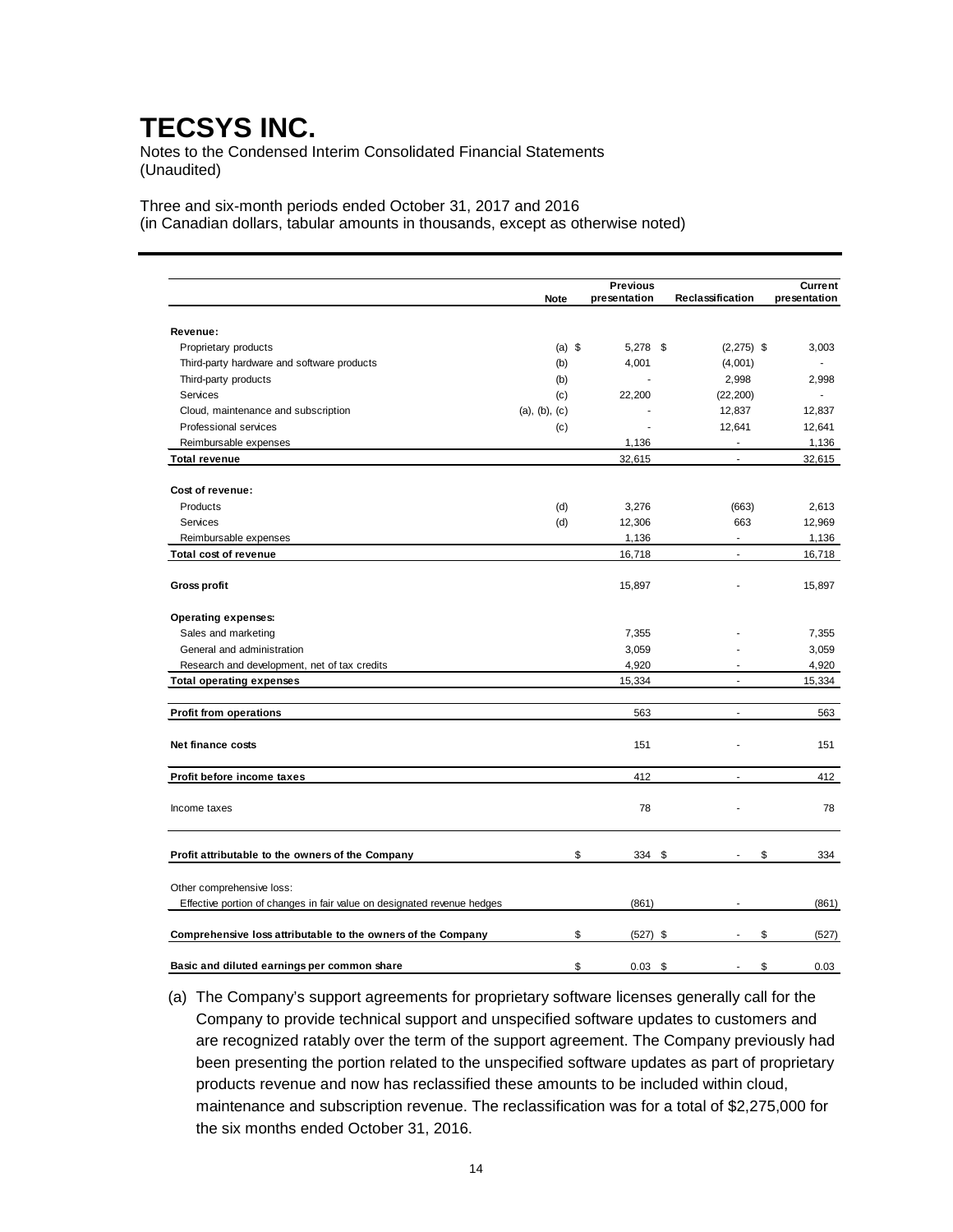# TECSYS INC.

Notes to the Condensed Interim Consolidated Financial Statements
(Unaudited)

Three and six-month periods ended October 31, 2017 and 2016
(in Canadian dollars, tabular amounts in thousands, except as otherwise noted)

| | Note | Previous presentation | Reclassification | Current presentation |
|---|---|---|---|---|
| **Revenue:** | | | | |
| Proprietary products | (a) | $ 5,278 | $ (2,275) | $ 3,003 |
| Third-party hardware and software products | (b) | 4,001 | (4,001) | - |
| Third-party products | (b) | - | 2,998 | 2,998 |
| Services | (c) | 22,200 | (22,200) | - |
| Cloud, maintenance and subscription | (a), (b), (c) | - | 12,837 | 12,837 |
| Professional services | (c) | - | 12,641 | 12,641 |
| Reimbursable expenses | | 1,136 | - | 1,136 |
| **Total revenue** | | 32,615 | - | 32,615 |
| **Cost of revenue:** | | | | |
| Products | (d) | 3,276 | (663) | 2,613 |
| Services | (d) | 12,306 | 663 | 12,969 |
| Reimbursable expenses | | 1,136 | - | 1,136 |
| **Total cost of revenue** | | 16,718 | - | 16,718 |
| **Gross profit** | | 15,897 | - | 15,897 |
| **Operating expenses:** | | | | |
| Sales and marketing | | 7,355 | - | 7,355 |
| General and administration | | 3,059 | - | 3,059 |
| Research and development, net of tax credits | | 4,920 | - | 4,920 |
| **Total operating expenses** | | 15,334 | - | 15,334 |
| **Profit from operations** | | 563 | - | 563 |
| **Net finance costs** | | 151 | - | 151 |
| **Profit before income taxes** | | 412 | - | 412 |
| Income taxes | | 78 | - | 78 |
| **Profit attributable to the owners of the Company** | | $ 334 | $ - | $ 334 |
| Other comprehensive loss: | | | | |
| Effective portion of changes in fair value on designated revenue hedges | | (861) | - | (861) |
| **Comprehensive loss attributable to the owners of the Company** | | $ (527) | $ - | $ (527) |
| **Basic and diluted earnings per common share** | | $ 0.03 | $ - | $ 0.03 |

(a) The Company's support agreements for proprietary software licenses generally call for the Company to provide technical support and unspecified software updates to customers and are recognized ratably over the term of the support agreement. The Company previously had been presenting the portion related to the unspecified software updates as part of proprietary products revenue and now has reclassified these amounts to be included within cloud, maintenance and subscription revenue. The reclassification was for a total of $2,275,000 for the six months ended October 31, 2016.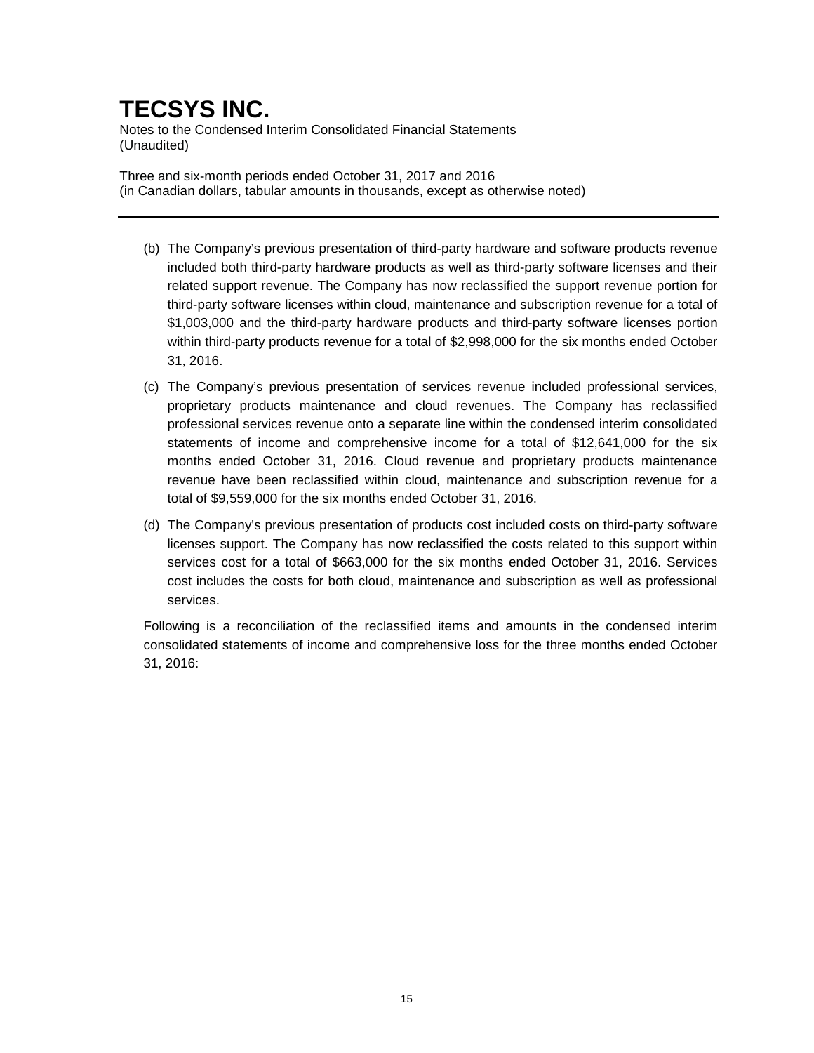(b) The Company's previous presentation of third-party hardware and software products revenue included both third-party hardware products as well as third-party software licenses and their related support revenue. The Company has now reclassified the support revenue portion for third-party software licenses within cloud, maintenance and subscription revenue for a total of $1,003,000 and the third-party hardware products and third-party software licenses portion within third-party products revenue for a total of $2,998,000 for the six months ended October 31, 2016.

(c) The Company's previous presentation of services revenue included professional services, proprietary products maintenance and cloud revenues. The Company has reclassified professional services revenue onto a separate line within the condensed interim consolidated statements of income and comprehensive income for a total of $12,641,000 for the six months ended October 31, 2016. Cloud revenue and proprietary products maintenance revenue have been reclassified within cloud, maintenance and subscription revenue for a total of $9,559,000 for the six months ended October 31, 2016.

(d) The Company's previous presentation of products cost included costs on third-party software licenses support. The Company has now reclassified the costs related to this support within services cost for a total of $663,000 for the six months ended October 31, 2016. Services cost includes the costs for both cloud, maintenance and subscription as well as professional services.

Following is a reconciliation of the reclassified items and amounts in the condensed interim consolidated statements of income and comprehensive loss for the three months ended October 31, 2016: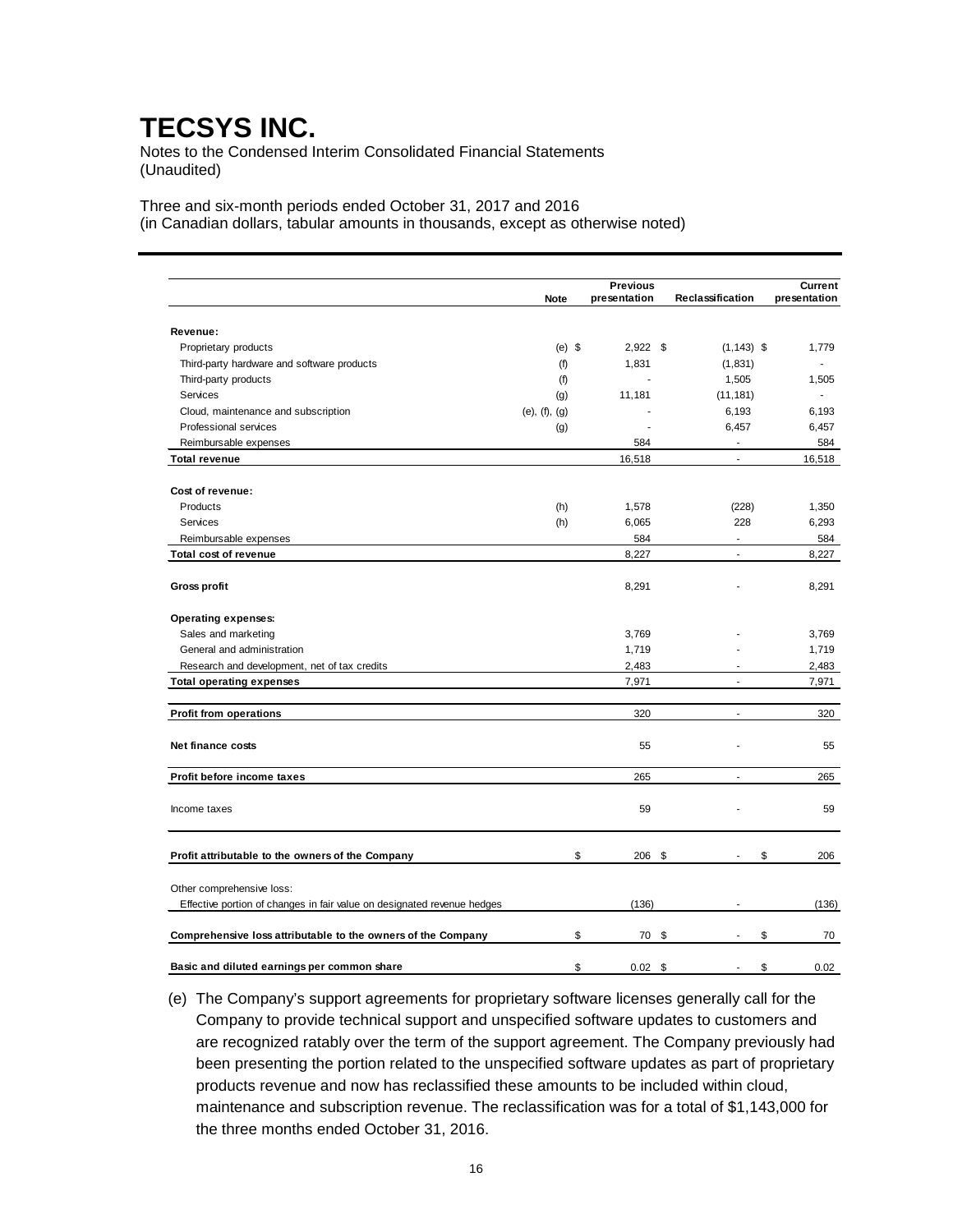# TECSYS INC.

Notes to the Condensed Interim Consolidated Financial Statements
(Unaudited)

Three and six-month periods ended October 31, 2017 and 2016
(in Canadian dollars, tabular amounts in thousands, except as otherwise noted)

| | Note | Previous presentation | Reclassification | Current presentation |
|---|---|---|---|---|
| **Revenue:** | | | | |
| Proprietary products | (e) | $ 2,922 | $ (1,143) | $ 1,779 |
| Third-party hardware and software products | (f) | 1,831 | (1,831) | - |
| Third-party products | (f) | - | 1,505 | 1,505 |
| Services | (g) | 11,181 | (11,181) | - |
| Cloud, maintenance and subscription | (e), (f), (g) | - | 6,193 | 6,193 |
| Professional services | (g) | - | 6,457 | 6,457 |
| Reimbursable expenses | | 584 | - | 584 |
| **Total revenue** | | 16,518 | - | 16,518 |
| **Cost of revenue:** | | | | |
| Products | (h) | 1,578 | (228) | 1,350 |
| Services | (h) | 6,065 | 228 | 6,293 |
| Reimbursable expenses | | 584 | - | 584 |
| **Total cost of revenue** | | 8,227 | - | 8,227 |
| **Gross profit** | | 8,291 | - | 8,291 |
| **Operating expenses:** | | | | |
| Sales and marketing | | 3,769 | - | 3,769 |
| General and administration | | 1,719 | - | 1,719 |
| Research and development, net of tax credits | | 2,483 | - | 2,483 |
| **Total operating expenses** | | 7,971 | - | 7,971 |
| **Profit from operations** | | 320 | - | 320 |
| **Net finance costs** | | 55 | - | 55 |
| **Profit before income taxes** | | 265 | - | 265 |
| Income taxes | | 59 | - | 59 |
| **Profit attributable to the owners of the Company** | | $ 206 | $ - | $ 206 |
| Other comprehensive loss: | | | | |
| Effective portion of changes in fair value on designated revenue hedges | | (136) | - | (136) |
| **Comprehensive loss attributable to the owners of the Company** | | $ 70 | $ - | $ 70 |
| **Basic and diluted earnings per common share** | | $ 0.02 | $ - | $ 0.02 |

(e) The Company's support agreements for proprietary software licenses generally call for the Company to provide technical support and unspecified software updates to customers and are recognized ratably over the term of the support agreement. The Company previously had been presenting the portion related to the unspecified software updates as part of proprietary products revenue and now has reclassified these amounts to be included within cloud, maintenance and subscription revenue. The reclassification was for a total of $1,143,000 for the three months ended October 31, 2016.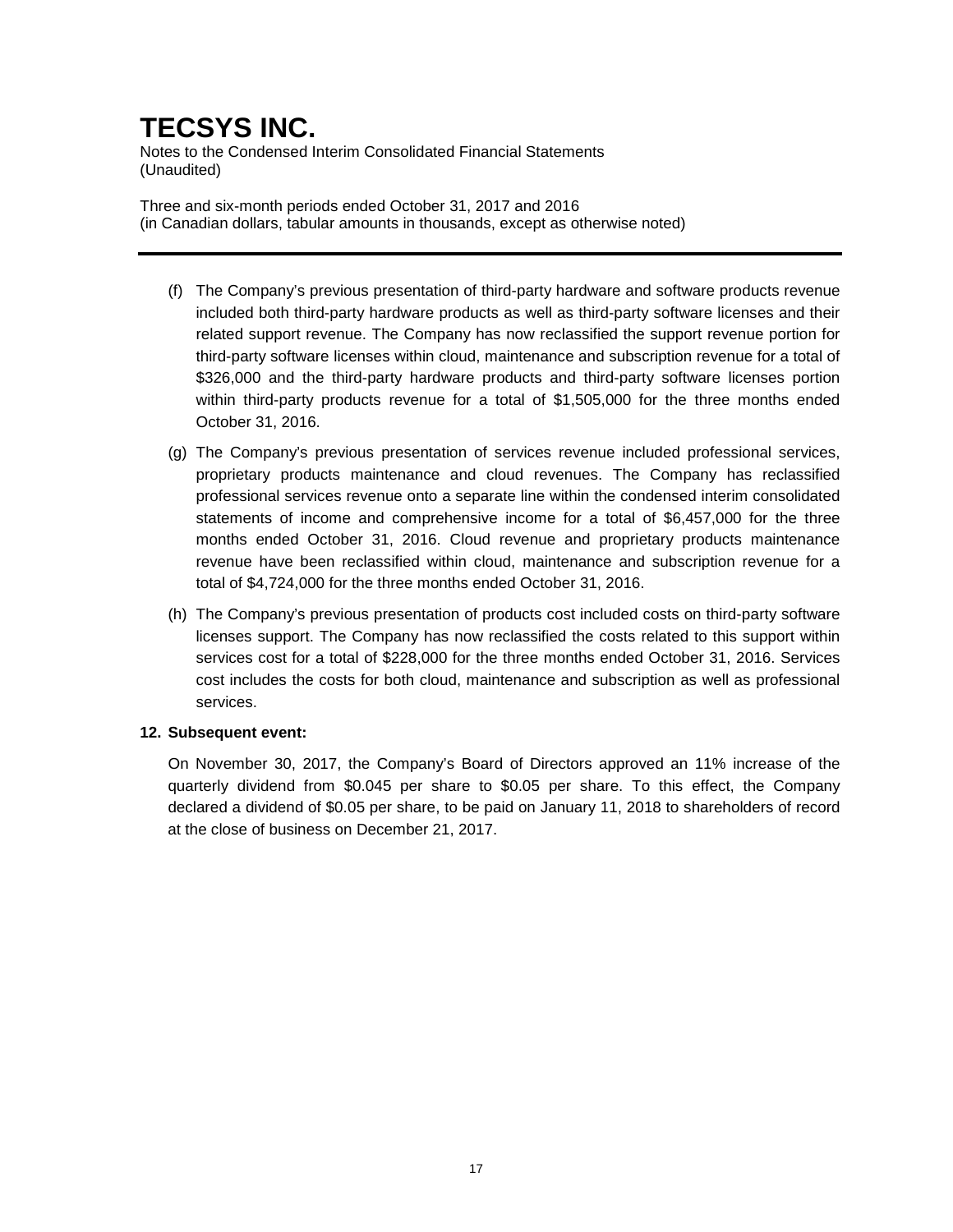(f) The Company's previous presentation of third-party hardware and software products revenue included both third-party hardware products as well as third-party software licenses and their related support revenue. The Company has now reclassified the support revenue portion for third-party software licenses within cloud, maintenance and subscription revenue for a total of $326,000 and the third-party hardware products and third-party software licenses portion within third-party products revenue for a total of $1,505,000 for the three months ended October 31, 2016.

(g) The Company's previous presentation of services revenue included professional services, proprietary products maintenance and cloud revenues. The Company has reclassified professional services revenue onto a separate line within the condensed interim consolidated statements of income and comprehensive income for a total of $6,457,000 for the three months ended October 31, 2016. Cloud revenue and proprietary products maintenance revenue have been reclassified within cloud, maintenance and subscription revenue for a total of $4,724,000 for the three months ended October 31, 2016.

(h) The Company's previous presentation of products cost included costs on third-party software licenses support. The Company has now reclassified the costs related to this support within services cost for a total of $228,000 for the three months ended October 31, 2016. Services cost includes the costs for both cloud, maintenance and subscription as well as professional services.

## 12. Subsequent event:

On November 30, 2017, the Company's Board of Directors approved an 11% increase of the quarterly dividend from $0.045 per share to $0.05 per share. To this effect, the Company declared a dividend of $0.05 per share, to be paid on January 11, 2018 to shareholders of record at the close of business on December 21, 2017.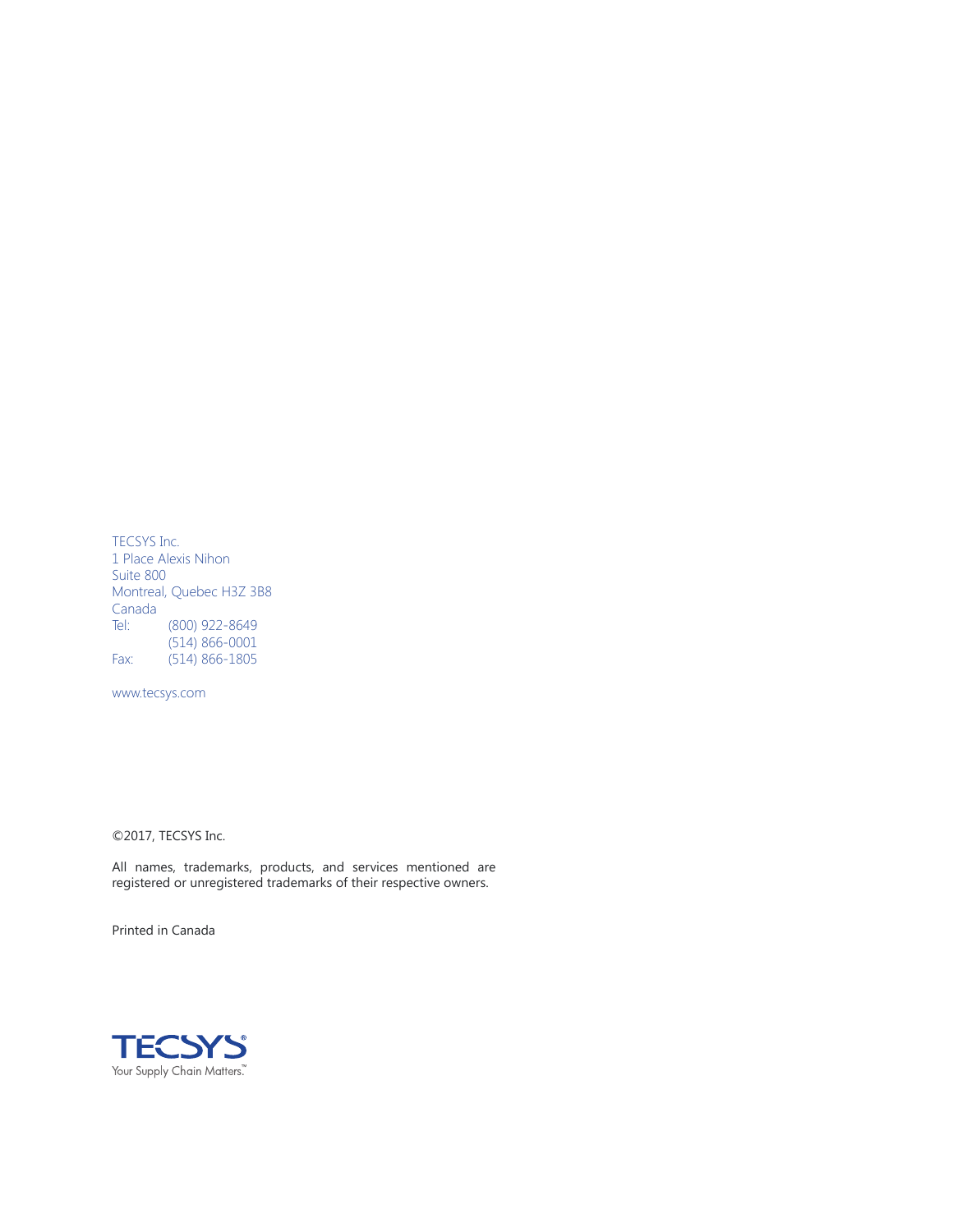TECSYS Inc.
1 Place Alexis Nihon
Suite 800
Montreal, Quebec H3Z 3B8
Canada
Tel: (800) 922-8649
(514) 866-0001
Fax: (514) 866-1805

www.tecsys.com

©2017, TECSYS Inc.

All names, trademarks, products, and services mentioned are registered or unregistered trademarks of their respective owners.

Printed in Canada

TECSYS®
Your Supply Chain Matters.™